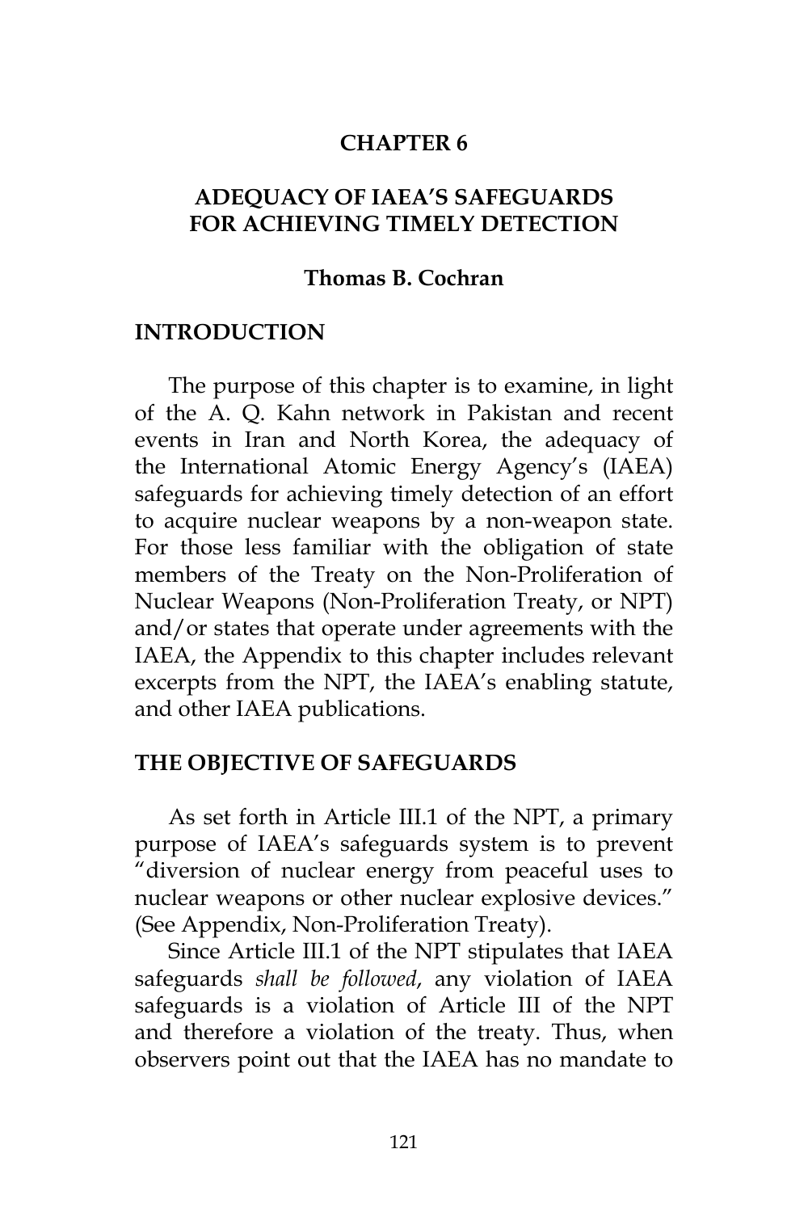# CHAPTER 6

# ADEQUACY OF IAEA'S SAFEGUARDS FOR ACHIEVING TIMELY DETECTION

**Thomas B. Cochran**

## INTRODUCTION

The purpose of this chapter is to examine, in light of the A. Q. Kahn network in Pakistan and recent events in Iran and North Korea, the adequacy of the International Atomic Energy Agency's (IAEA) safeguards for achieving timely detection of an effort to acquire nuclear weapons by a non-weapon state. For those less familiar with the obligation of state members of the Treaty on the Non-Proliferation of Nuclear Weapons (Non-Proliferation Treaty, or NPT) and/or states that operate under agreements with the IAEA, the Appendix to this chapter includes relevant excerpts from the NPT, the IAEA's enabling statute, and other IAEA publications.

## THE OBJECTIVE OF SAFEGUARDS

As set forth in Article III.1 of the NPT, a primary purpose of IAEA's safeguards system is to prevent "diversion of nuclear energy from peaceful uses to nuclear weapons or other nuclear explosive devices." (See Appendix, Non-Proliferation Treaty).

Since Article III.1 of the NPT stipulates that IAEA safeguards *shall be followed*, any violation of IAEA safeguards is a violation of Article III of the NPT and therefore a violation of the treaty. Thus, when observers point out that the IAEA has no mandate to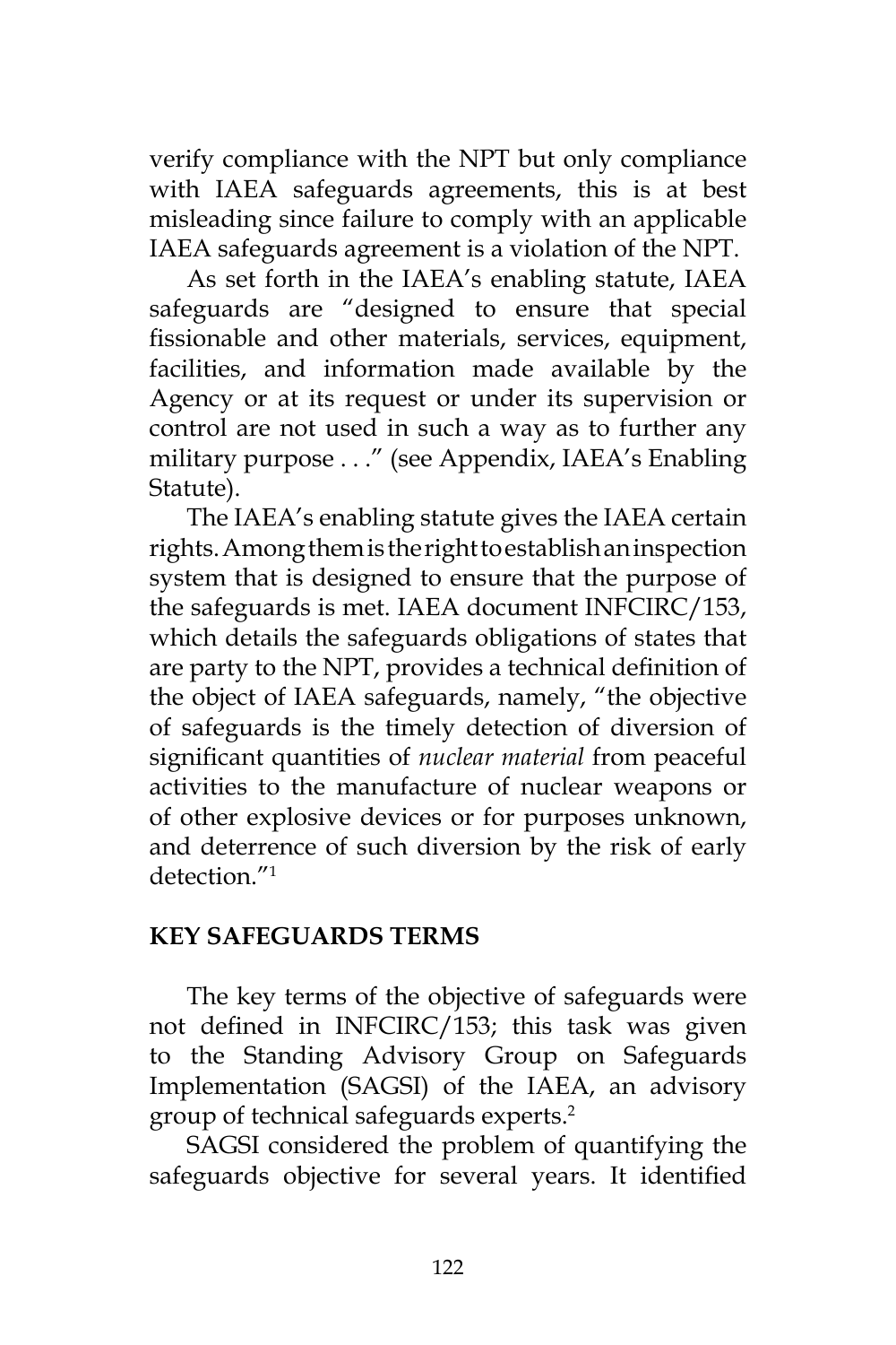verify compliance with the NPT but only compliance with IAEA safeguards agreements, this is at best misleading since failure to comply with an applicable IAEA safeguards agreement is a violation of the NPT.

As set forth in the IAEA's enabling statute, IAEA safeguards are "designed to ensure that special fissionable and other materials, services, equipment, facilities, and information made available by the Agency or at its request or under its supervision or control are not used in such a way as to further any military purpose . . ." (see Appendix, IAEA's Enabling Statute).

The IAEA's enabling statute gives the IAEA certain rights. Among them is the right to establish an inspection system that is designed to ensure that the purpose of the safeguards is met. IAEA document INFCIRC/153, which details the safeguards obligations of states that are party to the NPT, provides a technical definition of the object of IAEA safeguards, namely, "the objective of safeguards is the timely detection of diversion of significant quantities of *nuclear material* from peaceful activities to the manufacture of nuclear weapons or of other explosive devices or for purposes unknown, and deterrence of such diversion by the risk of early detection."[1]

## KEY SAFEGUARDS TERMS

The key terms of the objective of safeguards were not defined in INFCIRC/153; this task was given to the Standing Advisory Group on Safeguards Implementation (SAGSI) of the IAEA, an advisory group of technical safeguards experts.[2]

SAGSI considered the problem of quantifying the safeguards objective for several years. It identified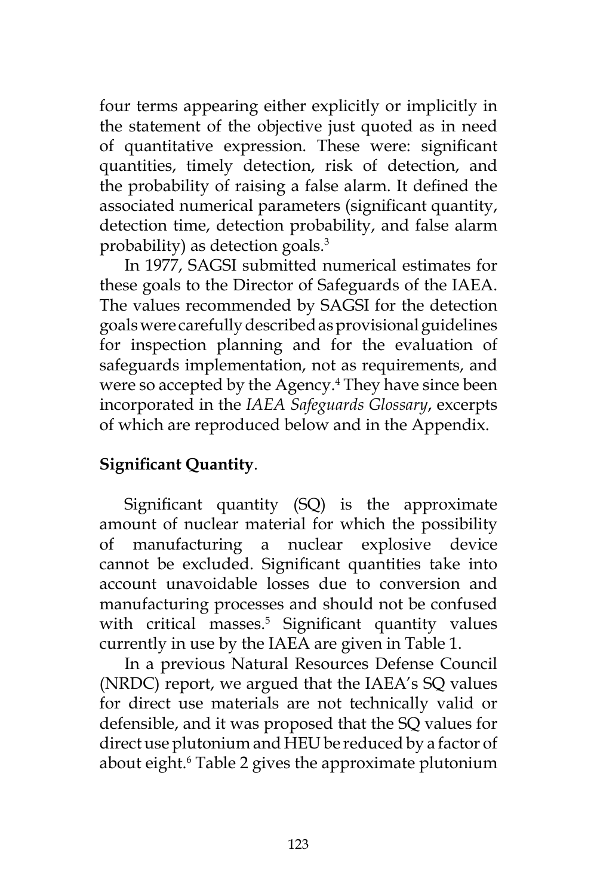four terms appearing either explicitly or implicitly in the statement of the objective just quoted as in need of quantitative expression. These were: significant quantities, timely detection, risk of detection, and the probability of raising a false alarm. It defined the associated numerical parameters (significant quantity, detection time, detection probability, and false alarm probability) as detection goals.[3]

In 1977, SAGSI submitted numerical estimates for these goals to the Director of Safeguards of the IAEA. The values recommended by SAGSI for the detection goals were carefully described as provisional guidelines for inspection planning and for the evaluation of safeguards implementation, not as requirements, and were so accepted by the Agency.[4] They have since been incorporated in the *IAEA Safeguards Glossary*, excerpts of which are reproduced below and in the Appendix.

**Significant Quantity**.

Significant quantity (SQ) is the approximate amount of nuclear material for which the possibility of manufacturing a nuclear explosive device cannot be excluded. Significant quantities take into account unavoidable losses due to conversion and manufacturing processes and should not be confused with critical masses.[5] Significant quantity values currently in use by the IAEA are given in Table 1.

In a previous Natural Resources Defense Council (NRDC) report, we argued that the IAEA's SQ values for direct use materials are not technically valid or defensible, and it was proposed that the SQ values for direct use plutonium and HEU be reduced by a factor of about eight.[6] Table 2 gives the approximate plutonium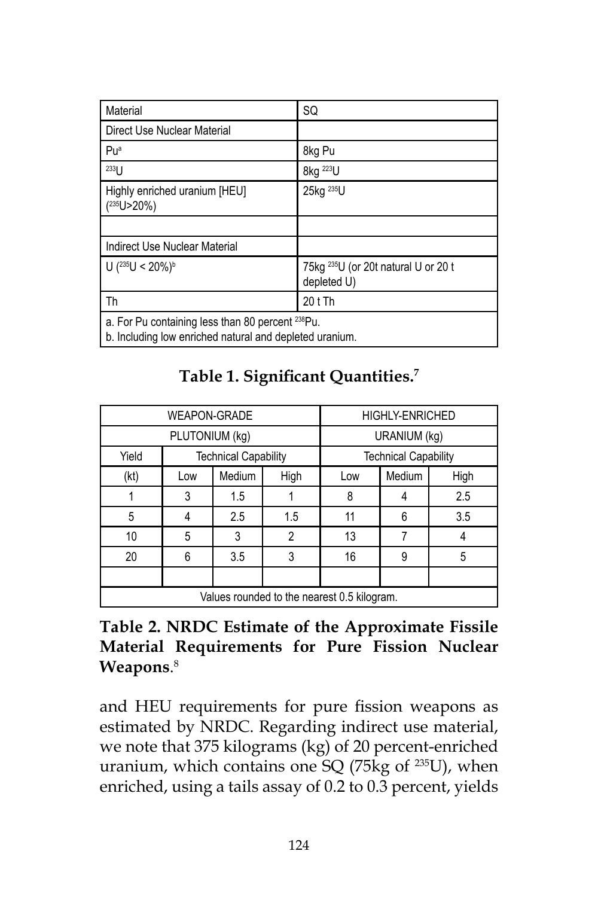| Material | SQ |
|---|---|
| Direct Use Nuclear Material | |
| Pu[a] | 8kg Pu |
| $^{233}U$ | 8kg $^{223}U$ |
| Highly enriched uranium [HEU] ($^{235}U$>20%) | 25kg $^{235}U$ |
| | |
| Indirect Use Nuclear Material | |
| U ($^{235}U$ < 20%)[b] | 75kg $^{235}U$ (or 20t natural U or 20 t depleted U) |
| Th | 20 t Th |
| a. For Pu containing less than 80 percent $^{238}Pu$. b. Including low enriched natural and depleted uranium. | |

**Table 1. Significant Quantities.**[7]

| WEAPON-GRADE PLUTONIUM (kg) | | | | HIGHLY-ENRICHED URANIUM (kg) | | |
|---|---|---|---|---|---|---|
| Yield | Technical Capability | | | Technical Capability | | |
| (kt) | Low | Medium | High | Low | Medium | High |
| 1 | 3 | 1.5 | 1 | 8 | 4 | 2.5 |
| 5 | 4 | 2.5 | 1.5 | 11 | 6 | 3.5 |
| 10 | 5 | 3 | 2 | 13 | 7 | 4 |
| 20 | 6 | 3.5 | 3 | 16 | 9 | 5 |
| | | | | | | |
| Values rounded to the nearest 0.5 kilogram. | | | | | | |

**Table 2. NRDC Estimate of the Approximate Fissile Material Requirements for Pure Fission Nuclear Weapons**.[8]

and HEU requirements for pure fission weapons as estimated by NRDC. Regarding indirect use material, we note that 375 kilograms (kg) of 20 percent-enriched uranium, which contains one SQ (75kg of $^{235}U$), when enriched, using a tails assay of 0.2 to 0.3 percent, yields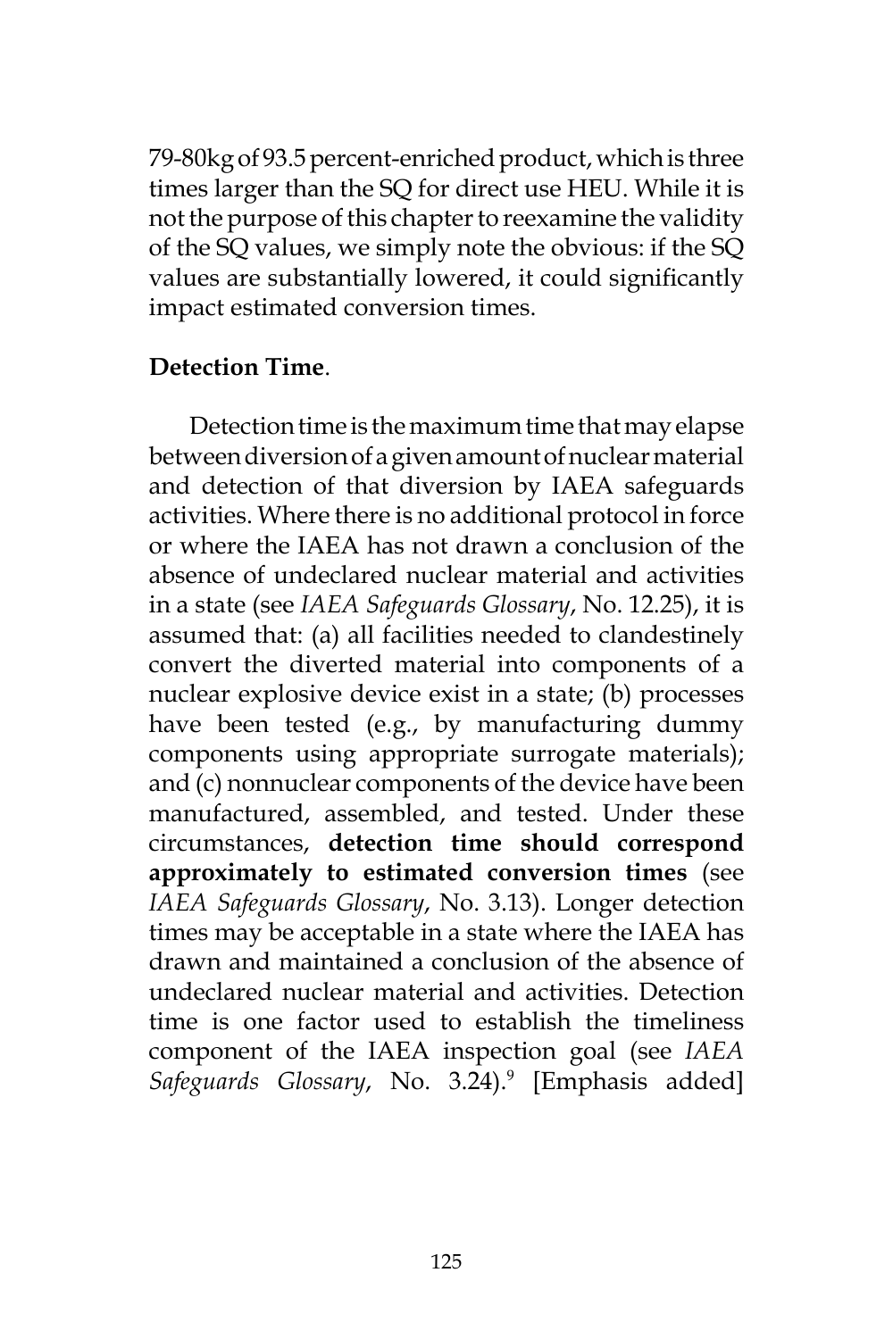79-80kg of 93.5 percent-enriched product, which is three times larger than the SQ for direct use HEU. While it is not the purpose of this chapter to reexamine the validity of the SQ values, we simply note the obvious: if the SQ values are substantially lowered, it could significantly impact estimated conversion times.

**Detection Time**.

Detection time is the maximum time that may elapse between diversion of a given amount of nuclear material and detection of that diversion by IAEA safeguards activities. Where there is no additional protocol in force or where the IAEA has not drawn a conclusion of the absence of undeclared nuclear material and activities in a state (see *IAEA Safeguards Glossary*, No. 12.25), it is assumed that: (a) all facilities needed to clandestinely convert the diverted material into components of a nuclear explosive device exist in a state; (b) processes have been tested (e.g., by manufacturing dummy components using appropriate surrogate materials); and (c) nonnuclear components of the device have been manufactured, assembled, and tested. Under these circumstances, **detection time should correspond approximately to estimated conversion times** (see *IAEA Safeguards Glossary*, No. 3.13). Longer detection times may be acceptable in a state where the IAEA has drawn and maintained a conclusion of the absence of undeclared nuclear material and activities. Detection time is one factor used to establish the timeliness component of the IAEA inspection goal (see *IAEA Safeguards Glossary*, No. 3.24).[9] [Emphasis added]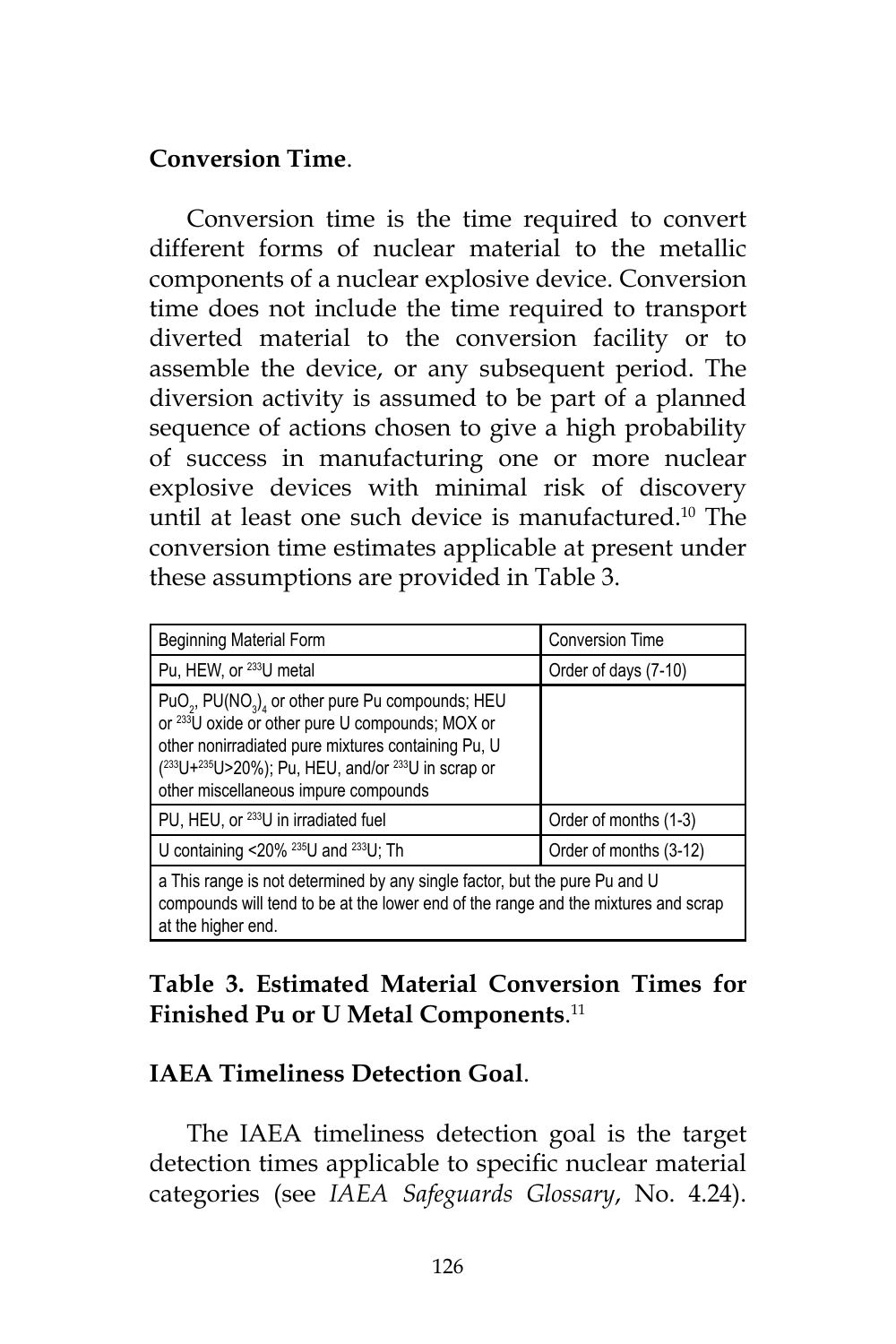**Conversion Time**.

Conversion time is the time required to convert different forms of nuclear material to the metallic components of a nuclear explosive device. Conversion time does not include the time required to transport diverted material to the conversion facility or to assemble the device, or any subsequent period. The diversion activity is assumed to be part of a planned sequence of actions chosen to give a high probability of success in manufacturing one or more nuclear explosive devices with minimal risk of discovery until at least one such device is manufactured.[10] The conversion time estimates applicable at present under these assumptions are provided in Table 3.

| Beginning Material Form | Conversion Time |
|---|---|
| Pu, HEW, or $^{233}$U metal | Order of days (7-10) |
| $PuO_2$, $PU(NO_3)_4$ or other pure Pu compounds; HEU or $^{233}$U oxide or other pure U compounds; MOX or other nonirradiated pure mixtures containing Pu, U ($^{233}$U+$^{235}$U>20%); Pu, HEU, and/or $^{233}$U in scrap or other miscellaneous impure compounds | |
| PU, HEU, or $^{233}$U in irradiated fuel | Order of months (1-3) |
| U containing <20% $^{235}$U and $^{233}$U; Th | Order of months (3-12) |
| a This range is not determined by any single factor, but the pure Pu and U compounds will tend to be at the lower end of the range and the mixtures and scrap at the higher end. | |

**Table 3. Estimated Material Conversion Times for Finished Pu or U Metal Components**.[11]

**IAEA Timeliness Detection Goal**.

The IAEA timeliness detection goal is the target detection times applicable to specific nuclear material categories (see *IAEA Safeguards Glossary*, No. 4.24).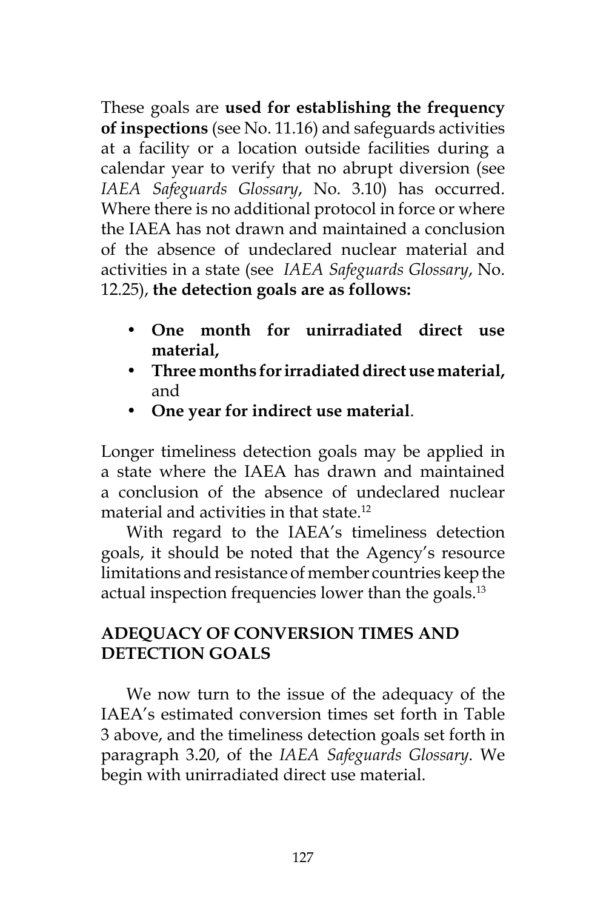These goals are **used for establishing the frequency of inspections** (see No. 11.16) and safeguards activities at a facility or a location outside facilities during a calendar year to verify that no abrupt diversion (see *IAEA Safeguards Glossary*, No. 3.10) has occurred. Where there is no additional protocol in force or where the IAEA has not drawn and maintained a conclusion of the absence of undeclared nuclear material and activities in a state (see *IAEA Safeguards Glossary*, No. 12.25), **the detection goals are as follows:**

- **One month for unirradiated direct use material,**
- **Three months for irradiated direct use material,** and
- **One year for indirect use material**.

Longer timeliness detection goals may be applied in a state where the IAEA has drawn and maintained a conclusion of the absence of undeclared nuclear material and activities in that state.[12]

With regard to the IAEA's timeliness detection goals, it should be noted that the Agency's resource limitations and resistance of member countries keep the actual inspection frequencies lower than the goals.[13]

## ADEQUACY OF CONVERSION TIMES AND DETECTION GOALS

We now turn to the issue of the adequacy of the IAEA's estimated conversion times set forth in Table 3 above, and the timeliness detection goals set forth in paragraph 3.20, of the *IAEA Safeguards Glossary*. We begin with unirradiated direct use material.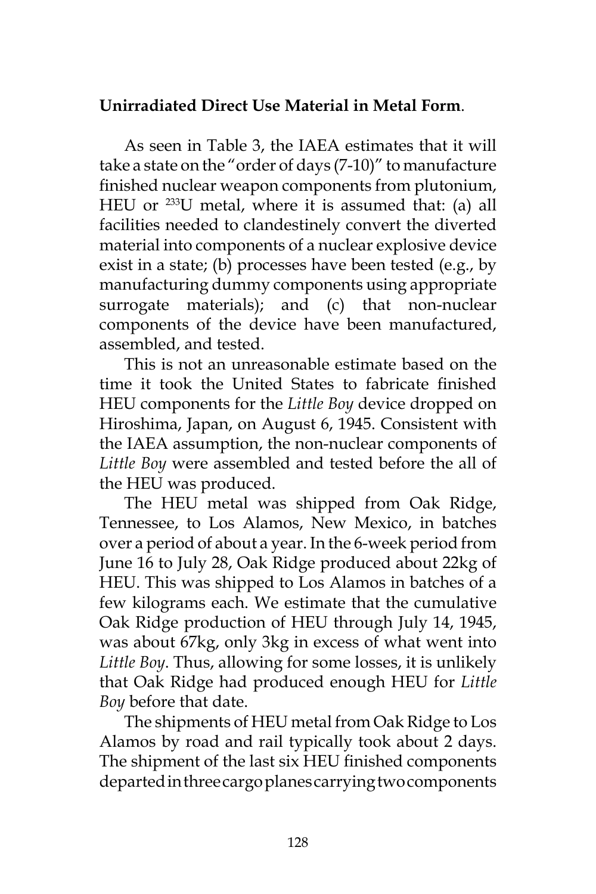**Unirradiated Direct Use Material in Metal Form**.

As seen in Table 3, the IAEA estimates that it will take a state on the "order of days (7-10)" to manufacture finished nuclear weapon components from plutonium, HEU or $^{233}$U metal, where it is assumed that: (a) all facilities needed to clandestinely convert the diverted material into components of a nuclear explosive device exist in a state; (b) processes have been tested (e.g., by manufacturing dummy components using appropriate surrogate materials); and (c) that non-nuclear components of the device have been manufactured, assembled, and tested.

This is not an unreasonable estimate based on the time it took the United States to fabricate finished HEU components for the *Little Boy* device dropped on Hiroshima, Japan, on August 6, 1945. Consistent with the IAEA assumption, the non-nuclear components of *Little Boy* were assembled and tested before the all of the HEU was produced.

The HEU metal was shipped from Oak Ridge, Tennessee, to Los Alamos, New Mexico, in batches over a period of about a year. In the 6-week period from June 16 to July 28, Oak Ridge produced about 22kg of HEU. This was shipped to Los Alamos in batches of a few kilograms each. We estimate that the cumulative Oak Ridge production of HEU through July 14, 1945, was about 67kg, only 3kg in excess of what went into *Little Boy*. Thus, allowing for some losses, it is unlikely that Oak Ridge had produced enough HEU for *Little Boy* before that date.

The shipments of HEU metal from Oak Ridge to Los Alamos by road and rail typically took about 2 days. The shipment of the last six HEU finished components departed in three cargo planes carrying two components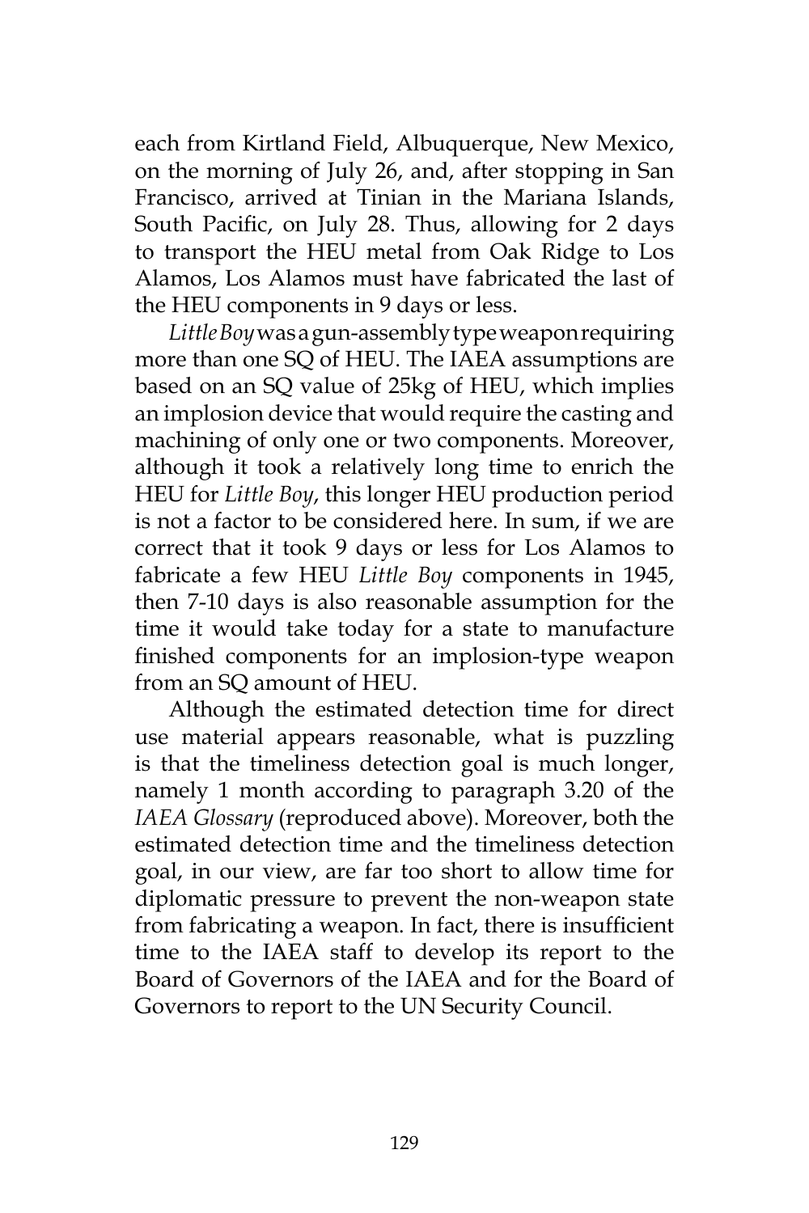each from Kirtland Field, Albuquerque, New Mexico, on the morning of July 26, and, after stopping in San Francisco, arrived at Tinian in the Mariana Islands, South Pacific, on July 28. Thus, allowing for 2 days to transport the HEU metal from Oak Ridge to Los Alamos, Los Alamos must have fabricated the last of the HEU components in 9 days or less.

*Little Boy* was a gun-assembly type weapon requiring more than one SQ of HEU. The IAEA assumptions are based on an SQ value of 25kg of HEU, which implies an implosion device that would require the casting and machining of only one or two components. Moreover, although it took a relatively long time to enrich the HEU for *Little Boy*, this longer HEU production period is not a factor to be considered here. In sum, if we are correct that it took 9 days or less for Los Alamos to fabricate a few HEU *Little Boy* components in 1945, then 7-10 days is also reasonable assumption for the time it would take today for a state to manufacture finished components for an implosion-type weapon from an SQ amount of HEU.

Although the estimated detection time for direct use material appears reasonable, what is puzzling is that the timeliness detection goal is much longer, namely 1 month according to paragraph 3.20 of the *IAEA Glossary* (reproduced above). Moreover, both the estimated detection time and the timeliness detection goal, in our view, are far too short to allow time for diplomatic pressure to prevent the non-weapon state from fabricating a weapon. In fact, there is insufficient time to the IAEA staff to develop its report to the Board of Governors of the IAEA and for the Board of Governors to report to the UN Security Council.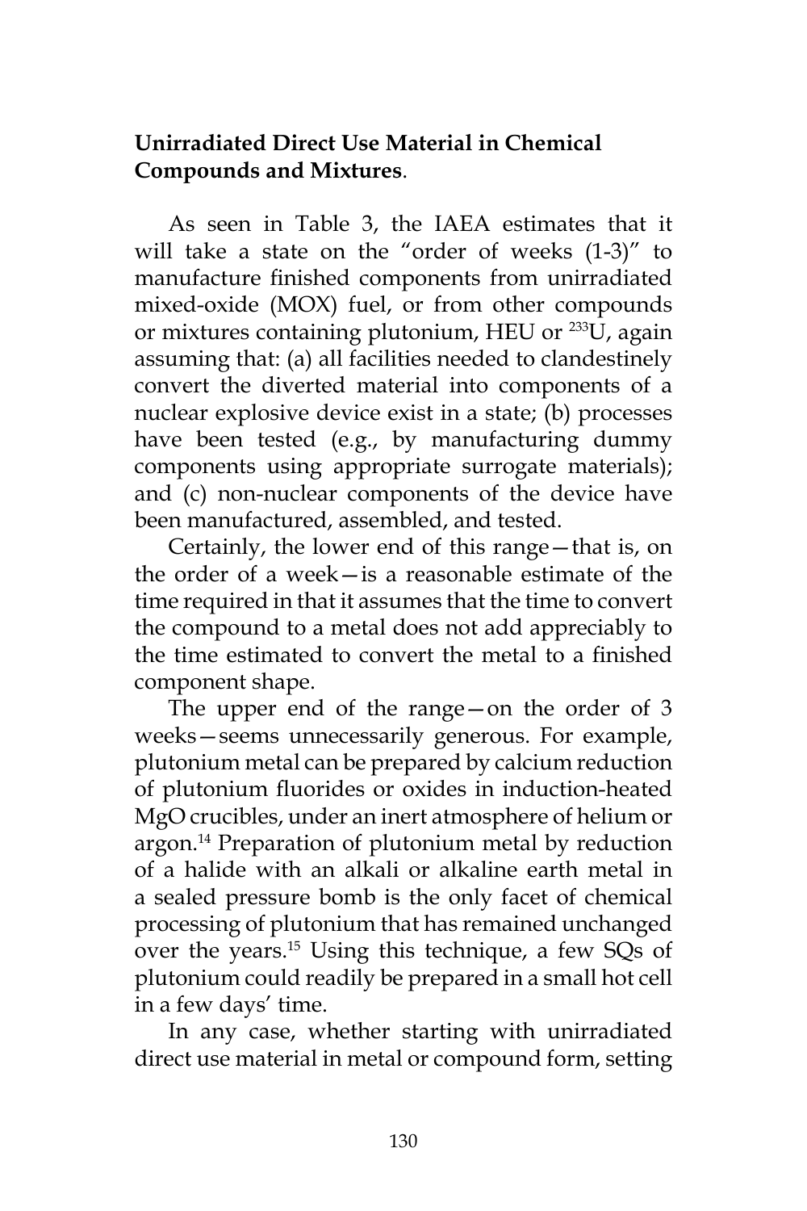**Unirradiated Direct Use Material in Chemical Compounds and Mixtures**.

As seen in Table 3, the IAEA estimates that it will take a state on the "order of weeks (1-3)" to manufacture finished components from unirradiated mixed-oxide (MOX) fuel, or from other compounds or mixtures containing plutonium, HEU or $^{233}U$, again assuming that: (a) all facilities needed to clandestinely convert the diverted material into components of a nuclear explosive device exist in a state; (b) processes have been tested (e.g., by manufacturing dummy components using appropriate surrogate materials); and (c) non-nuclear components of the device have been manufactured, assembled, and tested.

Certainly, the lower end of this range—that is, on the order of a week—is a reasonable estimate of the time required in that it assumes that the time to convert the compound to a metal does not add appreciably to the time estimated to convert the metal to a finished component shape.

The upper end of the range—on the order of 3 weeks—seems unnecessarily generous. For example, plutonium metal can be prepared by calcium reduction of plutonium fluorides or oxides in induction-heated MgO crucibles, under an inert atmosphere of helium or argon.[14] Preparation of plutonium metal by reduction of a halide with an alkali or alkaline earth metal in a sealed pressure bomb is the only facet of chemical processing of plutonium that has remained unchanged over the years.[15] Using this technique, a few SQs of plutonium could readily be prepared in a small hot cell in a few days' time.

In any case, whether starting with unirradiated direct use material in metal or compound form, setting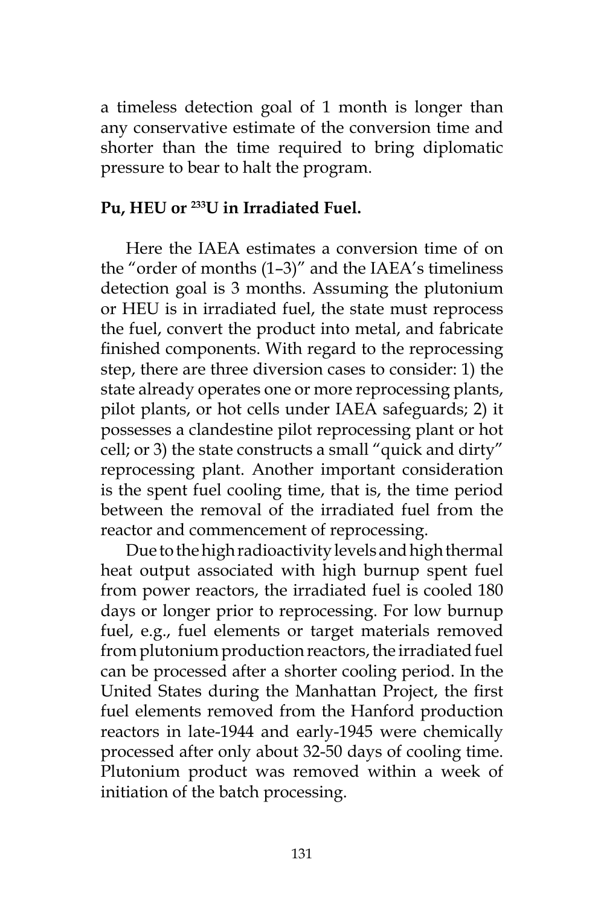a timeless detection goal of 1 month is longer than any conservative estimate of the conversion time and shorter than the time required to bring diplomatic pressure to bear to halt the program.

**Pu, HEU or $^{233}$U in Irradiated Fuel.**

Here the IAEA estimates a conversion time of on the "order of months (1–3)" and the IAEA's timeliness detection goal is 3 months. Assuming the plutonium or HEU is in irradiated fuel, the state must reprocess the fuel, convert the product into metal, and fabricate finished components. With regard to the reprocessing step, there are three diversion cases to consider: 1) the state already operates one or more reprocessing plants, pilot plants, or hot cells under IAEA safeguards; 2) it possesses a clandestine pilot reprocessing plant or hot cell; or 3) the state constructs a small "quick and dirty" reprocessing plant. Another important consideration is the spent fuel cooling time, that is, the time period between the removal of the irradiated fuel from the reactor and commencement of reprocessing.

Due to the high radioactivity levels and high thermal heat output associated with high burnup spent fuel from power reactors, the irradiated fuel is cooled 180 days or longer prior to reprocessing. For low burnup fuel, e.g., fuel elements or target materials removed from plutonium production reactors, the irradiated fuel can be processed after a shorter cooling period. In the United States during the Manhattan Project, the first fuel elements removed from the Hanford production reactors in late-1944 and early-1945 were chemically processed after only about 32-50 days of cooling time. Plutonium product was removed within a week of initiation of the batch processing.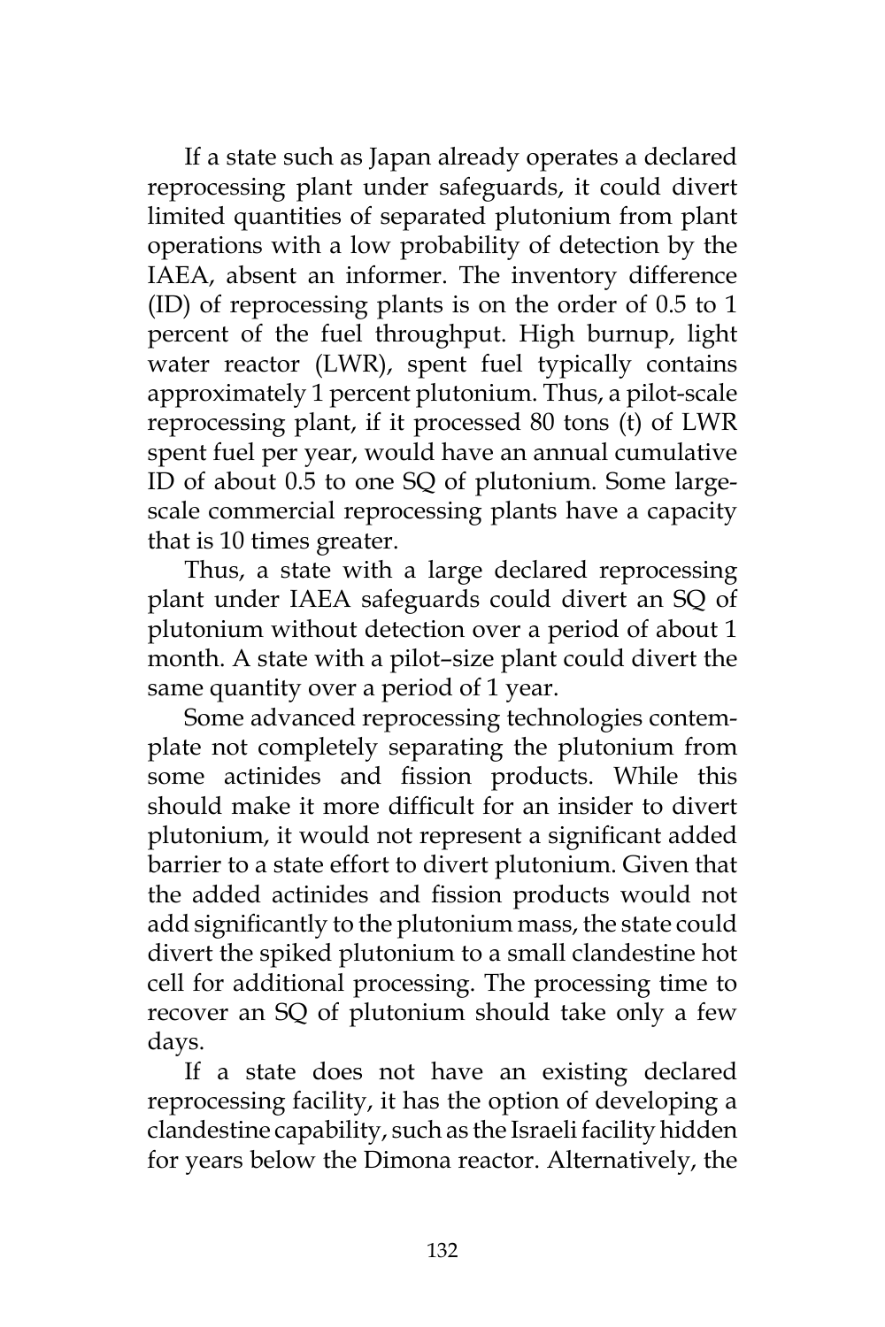If a state such as Japan already operates a declared reprocessing plant under safeguards, it could divert limited quantities of separated plutonium from plant operations with a low probability of detection by the IAEA, absent an informer. The inventory difference (ID) of reprocessing plants is on the order of 0.5 to 1 percent of the fuel throughput. High burnup, light water reactor (LWR), spent fuel typically contains approximately 1 percent plutonium. Thus, a pilot-scale reprocessing plant, if it processed 80 tons (t) of LWR spent fuel per year, would have an annual cumulative ID of about 0.5 to one SQ of plutonium. Some large-scale commercial reprocessing plants have a capacity that is 10 times greater.

Thus, a state with a large declared reprocessing plant under IAEA safeguards could divert an SQ of plutonium without detection over a period of about 1 month. A state with a pilot–size plant could divert the same quantity over a period of 1 year.

Some advanced reprocessing technologies contemplate not completely separating the plutonium from some actinides and fission products. While this should make it more difficult for an insider to divert plutonium, it would not represent a significant added barrier to a state effort to divert plutonium. Given that the added actinides and fission products would not add significantly to the plutonium mass, the state could divert the spiked plutonium to a small clandestine hot cell for additional processing. The processing time to recover an SQ of plutonium should take only a few days.

If a state does not have an existing declared reprocessing facility, it has the option of developing a clandestine capability, such as the Israeli facility hidden for years below the Dimona reactor. Alternatively, the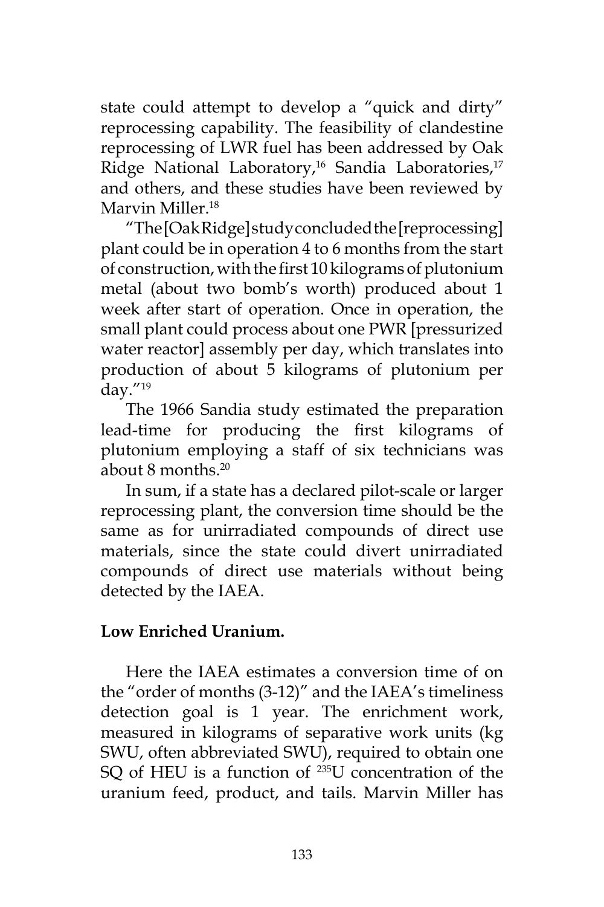state could attempt to develop a "quick and dirty" reprocessing capability. The feasibility of clandestine reprocessing of LWR fuel has been addressed by Oak Ridge National Laboratory,[16] Sandia Laboratories,[17] and others, and these studies have been reviewed by Marvin Miller.[18]

"The [Oak Ridge] study concluded the [reprocessing] plant could be in operation 4 to 6 months from the start of construction, with the first 10 kilograms of plutonium metal (about two bomb's worth) produced about 1 week after start of operation. Once in operation, the small plant could process about one PWR [pressurized water reactor] assembly per day, which translates into production of about 5 kilograms of plutonium per day."[19]

The 1966 Sandia study estimated the preparation lead-time for producing the first kilograms of plutonium employing a staff of six technicians was about 8 months.[20]

In sum, if a state has a declared pilot-scale or larger reprocessing plant, the conversion time should be the same as for unirradiated compounds of direct use materials, since the state could divert unirradiated compounds of direct use materials without being detected by the IAEA.

**Low Enriched Uranium.**

Here the IAEA estimates a conversion time of on the "order of months (3-12)" and the IAEA's timeliness detection goal is 1 year. The enrichment work, measured in kilograms of separative work units (kg SWU, often abbreviated SWU), required to obtain one SQ of HEU is a function of $^{235}$U concentration of the uranium feed, product, and tails. Marvin Miller has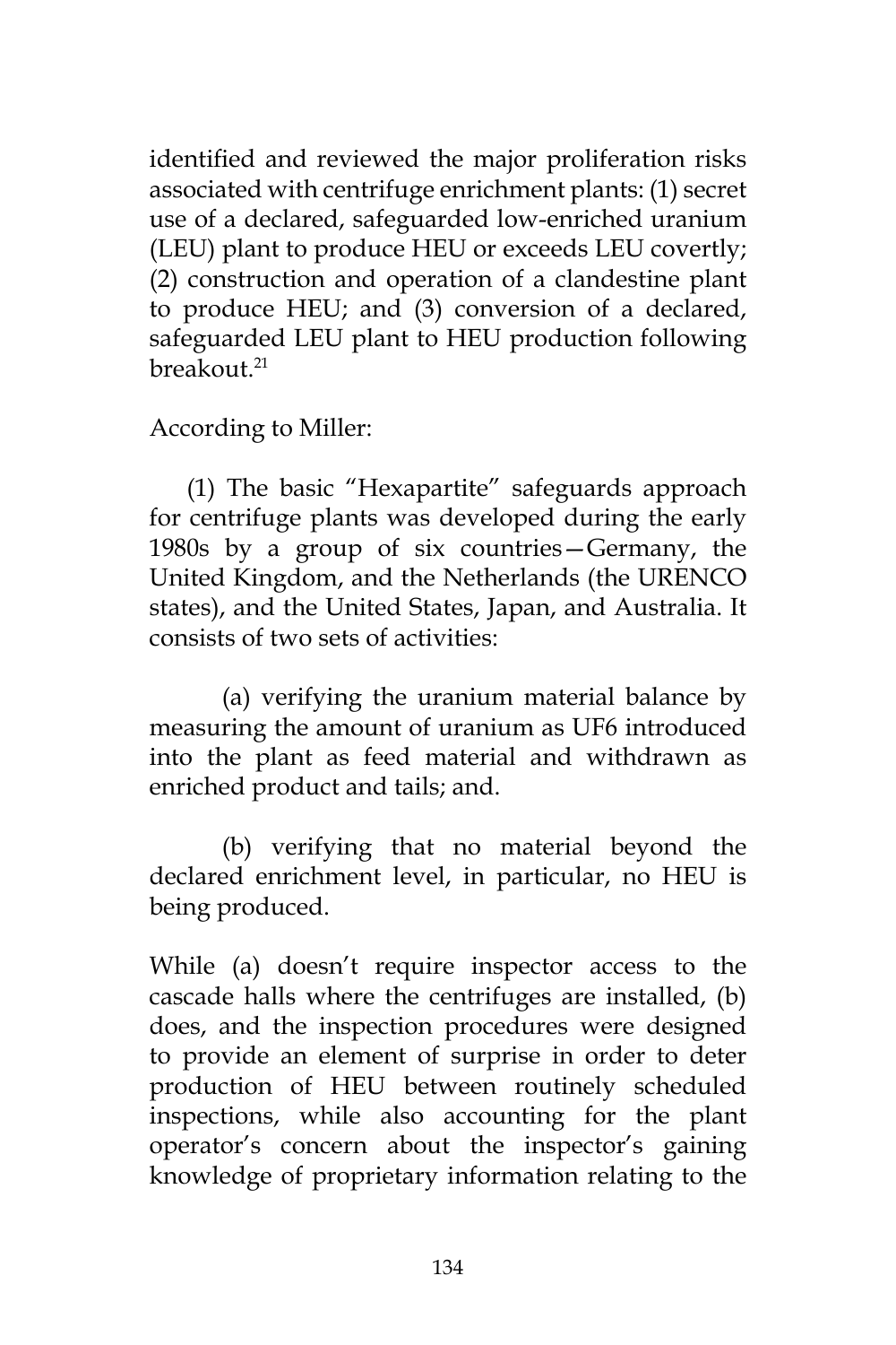identified and reviewed the major proliferation risks associated with centrifuge enrichment plants: (1) secret use of a declared, safeguarded low-enriched uranium (LEU) plant to produce HEU or exceeds LEU covertly; (2) construction and operation of a clandestine plant to produce HEU; and (3) conversion of a declared, safeguarded LEU plant to HEU production following breakout.[21]

According to Miller:

(1) The basic "Hexapartite" safeguards approach for centrifuge plants was developed during the early 1980s by a group of six countries—Germany, the United Kingdom, and the Netherlands (the URENCO states), and the United States, Japan, and Australia. It consists of two sets of activities:

(a) verifying the uranium material balance by measuring the amount of uranium as UF6 introduced into the plant as feed material and withdrawn as enriched product and tails; and.

(b) verifying that no material beyond the declared enrichment level, in particular, no HEU is being produced.

While (a) doesn't require inspector access to the cascade halls where the centrifuges are installed, (b) does, and the inspection procedures were designed to provide an element of surprise in order to deter production of HEU between routinely scheduled inspections, while also accounting for the plant operator's concern about the inspector's gaining knowledge of proprietary information relating to the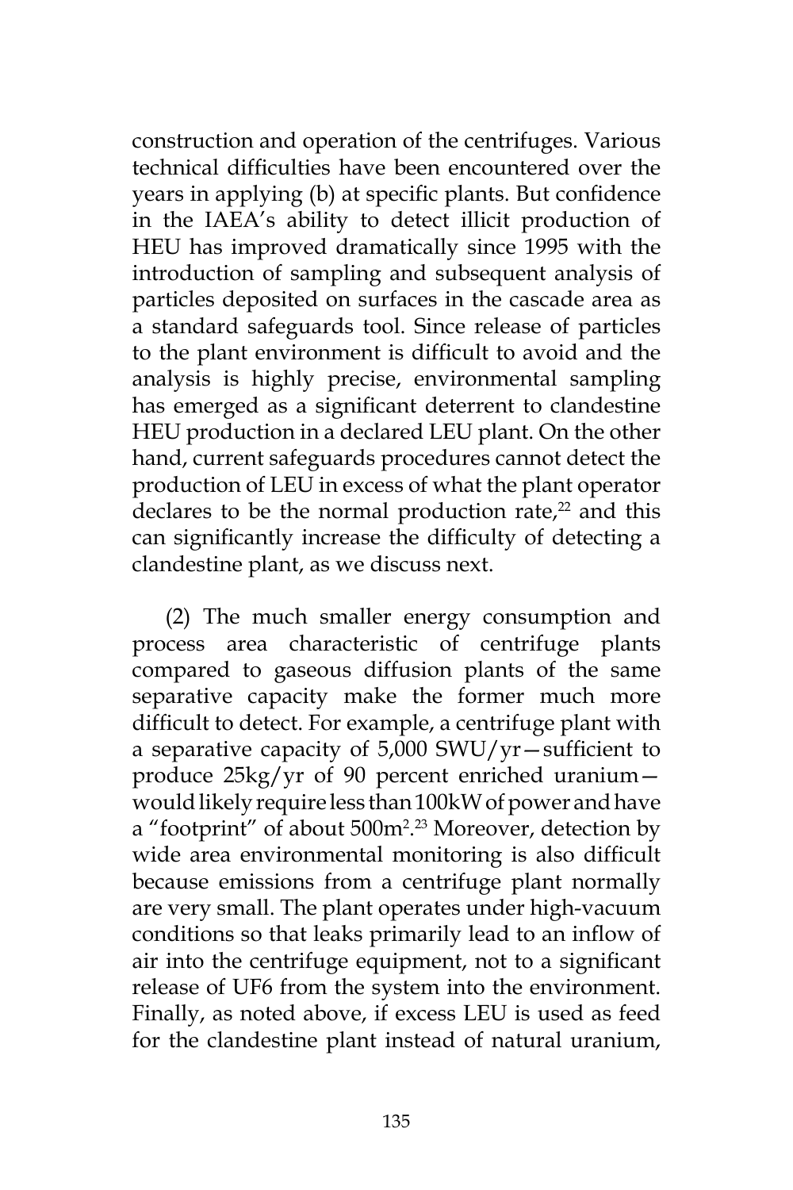construction and operation of the centrifuges. Various technical difficulties have been encountered over the years in applying (b) at specific plants. But confidence in the IAEA's ability to detect illicit production of HEU has improved dramatically since 1995 with the introduction of sampling and subsequent analysis of particles deposited on surfaces in the cascade area as a standard safeguards tool. Since release of particles to the plant environment is difficult to avoid and the analysis is highly precise, environmental sampling has emerged as a significant deterrent to clandestine HEU production in a declared LEU plant. On the other hand, current safeguards procedures cannot detect the production of LEU in excess of what the plant operator declares to be the normal production rate,[22] and this can significantly increase the difficulty of detecting a clandestine plant, as we discuss next.

(2) The much smaller energy consumption and process area characteristic of centrifuge plants compared to gaseous diffusion plants of the same separative capacity make the former much more difficult to detect. For example, a centrifuge plant with a separative capacity of 5,000 SWU/yr—sufficient to produce 25kg/yr of 90 percent enriched uranium—would likely require less than 100kW of power and have a "footprint" of about 500m$^2$.[23] Moreover, detection by wide area environmental monitoring is also difficult because emissions from a centrifuge plant normally are very small. The plant operates under high-vacuum conditions so that leaks primarily lead to an inflow of air into the centrifuge equipment, not to a significant release of $UF_6$ from the system into the environment. Finally, as noted above, if excess LEU is used as feed for the clandestine plant instead of natural uranium,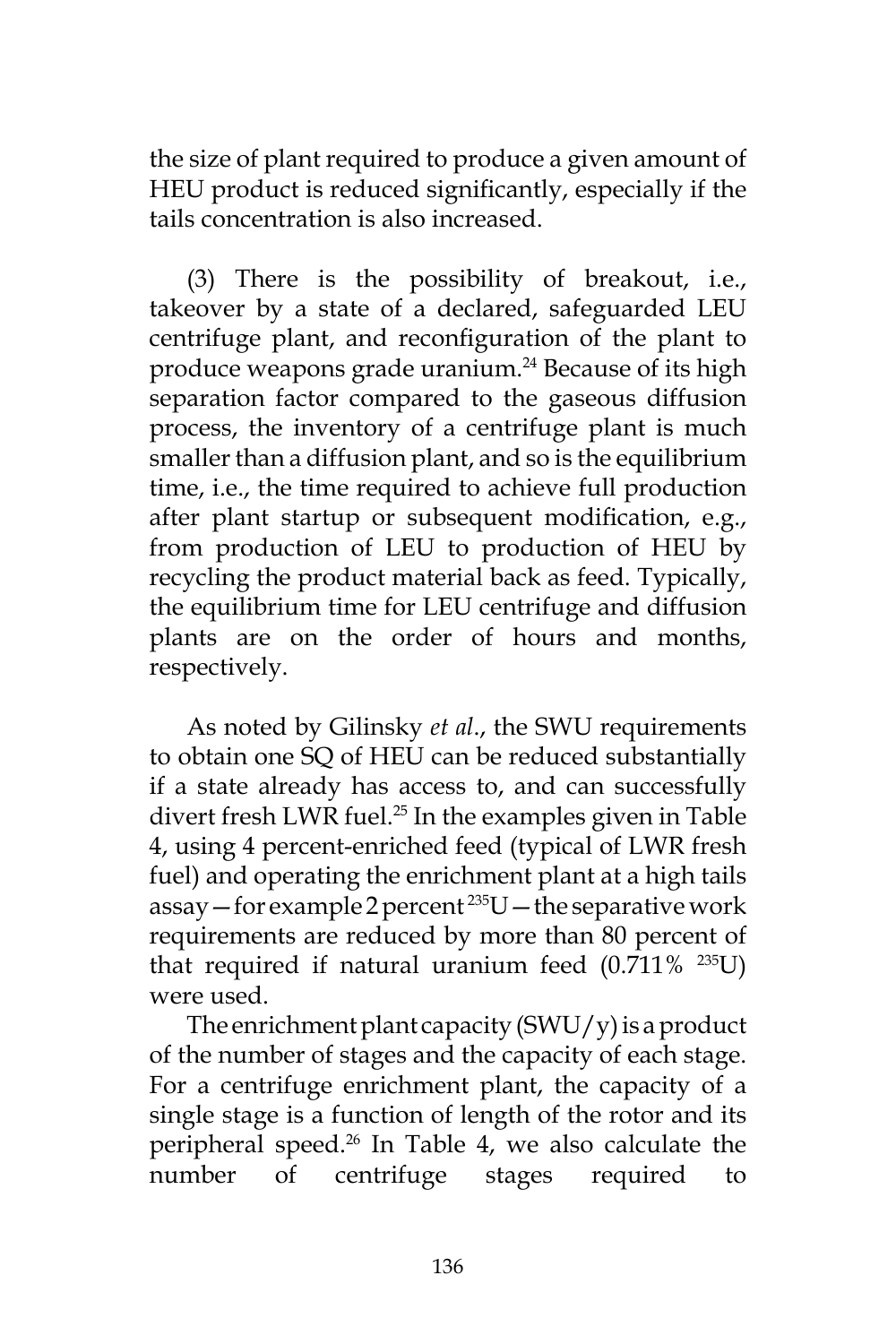the size of plant required to produce a given amount of HEU product is reduced significantly, especially if the tails concentration is also increased.

(3) There is the possibility of breakout, i.e., takeover by a state of a declared, safeguarded LEU centrifuge plant, and reconfiguration of the plant to produce weapons grade uranium.[24] Because of its high separation factor compared to the gaseous diffusion process, the inventory of a centrifuge plant is much smaller than a diffusion plant, and so is the equilibrium time, i.e., the time required to achieve full production after plant startup or subsequent modification, e.g., from production of LEU to production of HEU by recycling the product material back as feed. Typically, the equilibrium time for LEU centrifuge and diffusion plants are on the order of hours and months, respectively.

As noted by Gilinsky *et al*., the SWU requirements to obtain one SQ of HEU can be reduced substantially if a state already has access to, and can successfully divert fresh LWR fuel.[25] In the examples given in Table 4, using 4 percent-enriched feed (typical of LWR fresh fuel) and operating the enrichment plant at a high tails assay—for example 2 percent $^{235}$U—the separative work requirements are reduced by more than 80 percent of that required if natural uranium feed (0.711% $^{235}$U) were used.

The enrichment plant capacity (SWU/y) is a product of the number of stages and the capacity of each stage. For a centrifuge enrichment plant, the capacity of a single stage is a function of length of the rotor and its peripheral speed.[26] In Table 4, we also calculate the number of centrifuge stages required to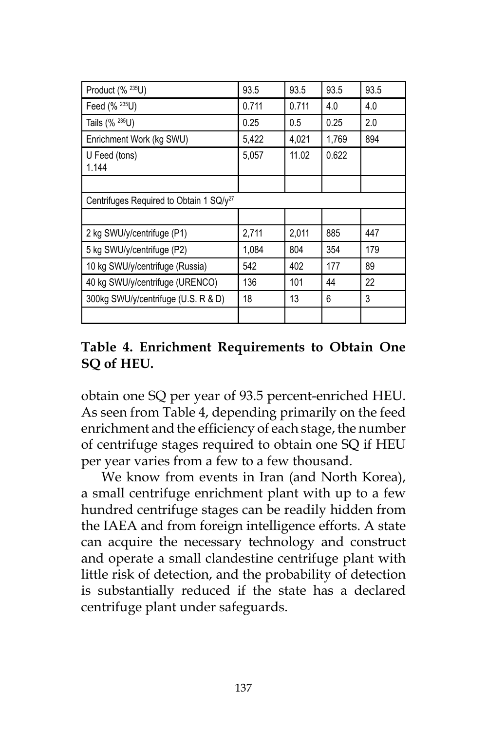| Product (% $^{235}U$) | 93.5 | 93.5 | 93.5 | 93.5 |
|---|---|---|---|---|
| Feed (% $^{235}U$) | 0.711 | 0.711 | 4.0 | 4.0 |
| Tails (% $^{235}U$) | 0.25 | 0.5 | 0.25 | 2.0 |
| Enrichment Work (kg SWU) | 5,422 | 4,021 | 1,769 | 894 |
| U Feed (tons) 1.144 | 5,057 | 11.02 | 0.622 | |
| | | | | |
| Centrifuges Required to Obtain 1 SQ/y[27] | | | | |
| | | | | |
| 2 kg SWU/y/centrifuge (P1) | 2,711 | 2,011 | 885 | 447 |
| 5 kg SWU/y/centrifuge (P2) | 1,084 | 804 | 354 | 179 |
| 10 kg SWU/y/centrifuge (Russia) | 542 | 402 | 177 | 89 |
| 40 kg SWU/y/centrifuge (URENCO) | 136 | 101 | 44 | 22 |
| 300kg SWU/y/centrifuge (U.S. R & D) | 18 | 13 | 6 | 3 |
| | | | | |

**Table 4. Enrichment Requirements to Obtain One SQ of HEU.**

obtain one SQ per year of 93.5 percent-enriched HEU. As seen from Table 4, depending primarily on the feed enrichment and the efficiency of each stage, the number of centrifuge stages required to obtain one SQ if HEU per year varies from a few to a few thousand.

We know from events in Iran (and North Korea), a small centrifuge enrichment plant with up to a few hundred centrifuge stages can be readily hidden from the IAEA and from foreign intelligence efforts. A state can acquire the necessary technology and construct and operate a small clandestine centrifuge plant with little risk of detection, and the probability of detection is substantially reduced if the state has a declared centrifuge plant under safeguards.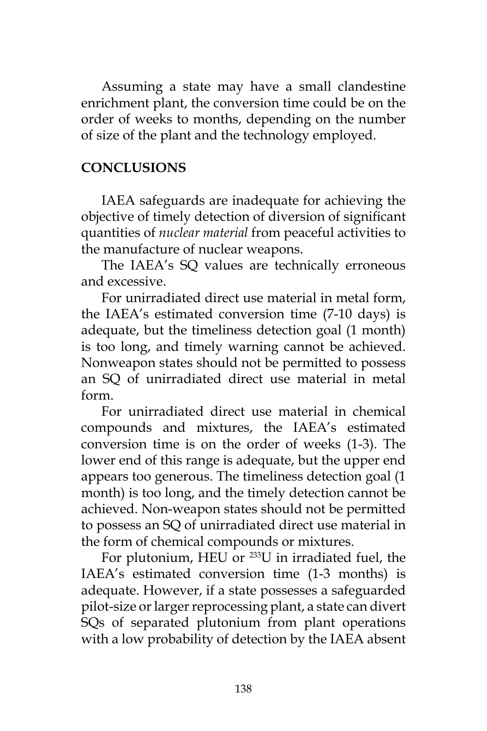Assuming a state may have a small clandestine enrichment plant, the conversion time could be on the order of weeks to months, depending on the number of size of the plant and the technology employed.

## CONCLUSIONS

IAEA safeguards are inadequate for achieving the objective of timely detection of diversion of significant quantities of *nuclear material* from peaceful activities to the manufacture of nuclear weapons.

The IAEA's SQ values are technically erroneous and excessive.

For unirradiated direct use material in metal form, the IAEA's estimated conversion time (7-10 days) is adequate, but the timeliness detection goal (1 month) is too long, and timely warning cannot be achieved. Nonweapon states should not be permitted to possess an SQ of unirradiated direct use material in metal form.

For unirradiated direct use material in chemical compounds and mixtures, the IAEA's estimated conversion time is on the order of weeks (1-3). The lower end of this range is adequate, but the upper end appears too generous. The timeliness detection goal (1 month) is too long, and the timely detection cannot be achieved. Non-weapon states should not be permitted to possess an SQ of unirradiated direct use material in the form of chemical compounds or mixtures.

For plutonium, HEU or $^{233}U$ in irradiated fuel, the IAEA's estimated conversion time (1-3 months) is adequate. However, if a state possesses a safeguarded pilot-size or larger reprocessing plant, a state can divert SQs of separated plutonium from plant operations with a low probability of detection by the IAEA absent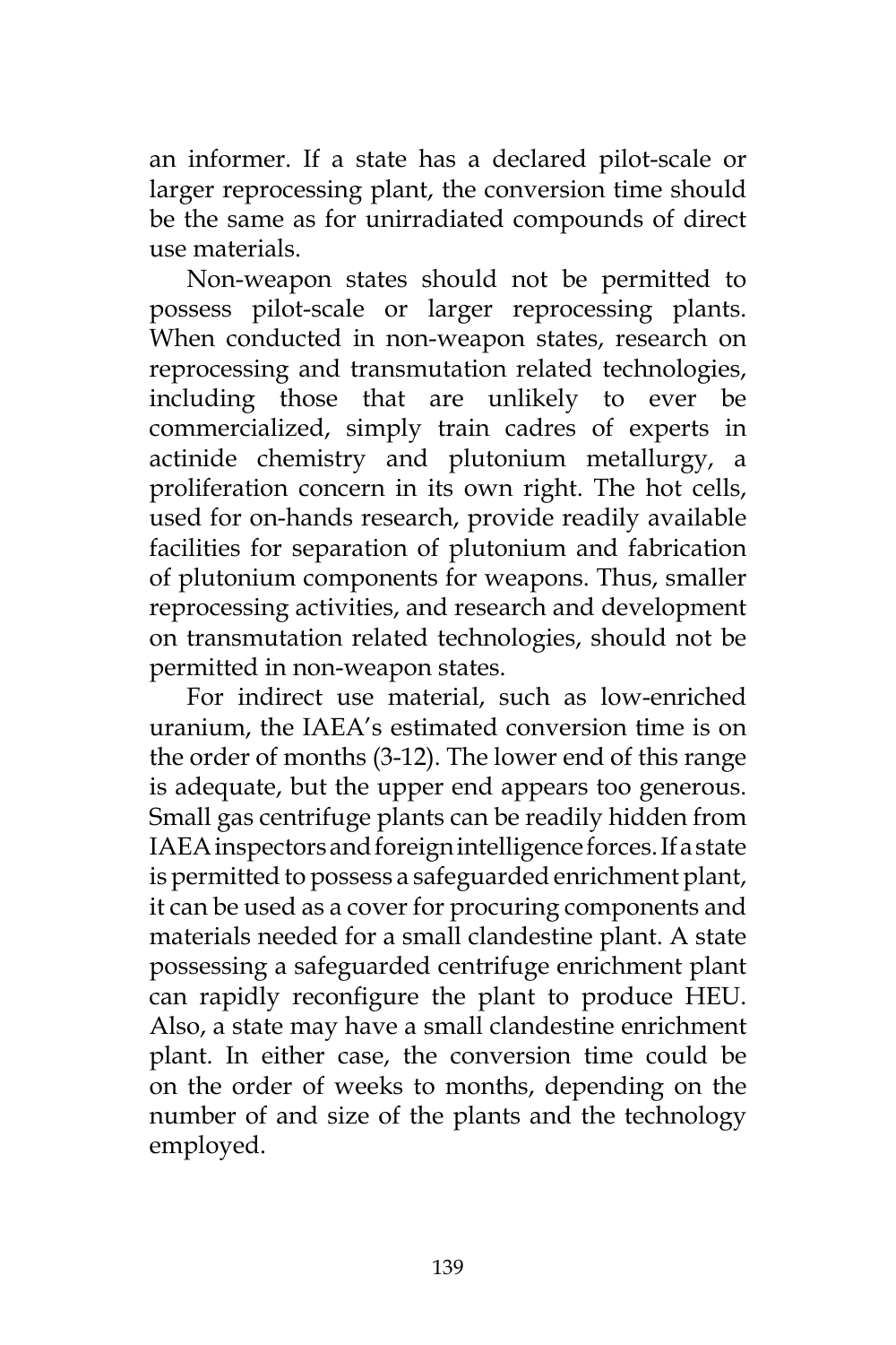an informer. If a state has a declared pilot-scale or larger reprocessing plant, the conversion time should be the same as for unirradiated compounds of direct use materials.

Non-weapon states should not be permitted to possess pilot-scale or larger reprocessing plants. When conducted in non-weapon states, research on reprocessing and transmutation related technologies, including those that are unlikely to ever be commercialized, simply train cadres of experts in actinide chemistry and plutonium metallurgy, a proliferation concern in its own right. The hot cells, used for on-hands research, provide readily available facilities for separation of plutonium and fabrication of plutonium components for weapons. Thus, smaller reprocessing activities, and research and development on transmutation related technologies, should not be permitted in non-weapon states.

For indirect use material, such as low-enriched uranium, the IAEA's estimated conversion time is on the order of months (3-12). The lower end of this range is adequate, but the upper end appears too generous. Small gas centrifuge plants can be readily hidden from IAEA inspectors and foreign intelligence forces. If a state is permitted to possess a safeguarded enrichment plant, it can be used as a cover for procuring components and materials needed for a small clandestine plant. A state possessing a safeguarded centrifuge enrichment plant can rapidly reconfigure the plant to produce HEU. Also, a state may have a small clandestine enrichment plant. In either case, the conversion time could be on the order of weeks to months, depending on the number of and size of the plants and the technology employed.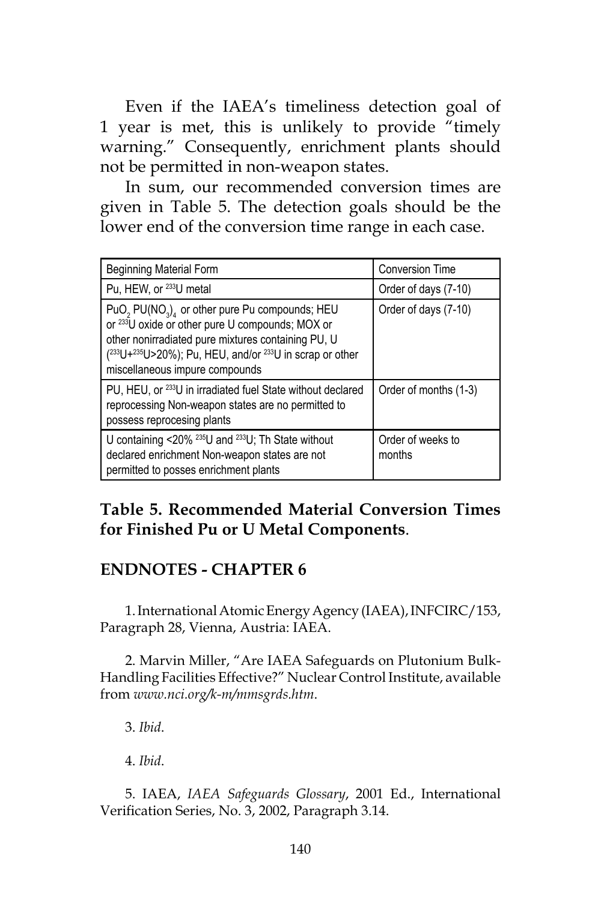Even if the IAEA's timeliness detection goal of 1 year is met, this is unlikely to provide "timely warning." Consequently, enrichment plants should not be permitted in non-weapon states.

In sum, our recommended conversion times are given in Table 5. The detection goals should be the lower end of the conversion time range in each case.

| Beginning Material Form | Conversion Time |
|---|---|
| Pu, HEW, or $^{233}U$ metal | Order of days (7-10) |
| $PuO_2$ $PU(NO_3)_4$ or other pure Pu compounds; HEU or $^{233}U$ oxide or other pure U compounds; MOX or other nonirradiated pure mixtures containing PU, U ($^{233}U+^{235}U>20\%$); Pu, HEU, and/or $^{233}U$ in scrap or other miscellaneous impure compounds | Order of days (7-10) |
| PU, HEU, or $^{233}U$ in irradiated fuel State without declared reprocessing Non-weapon states are no permitted to possess reprocesing plants | Order of months (1-3) |
| U containing <20% $^{235}U$ and $^{233}U$; Th State without declared enrichment Non-weapon states are not permitted to posses enrichment plants | Order of weeks to months |

**Table 5. Recommended Material Conversion Times for Finished Pu or U Metal Components**.

## ENDNOTES - CHAPTER 6

1. International Atomic Energy Agency (IAEA), INFCIRC/153, Paragraph 28, Vienna, Austria: IAEA.

2. Marvin Miller, "Are IAEA Safeguards on Plutonium Bulk-Handling Facilities Effective?" Nuclear Control Institute, available from *www.nci.org/k-m/mmsgrds.htm*.

3. *Ibid*.

4. *Ibid*.

5. IAEA, *IAEA Safeguards Glossary*, 2001 Ed., International Verification Series, No. 3, 2002, Paragraph 3.14.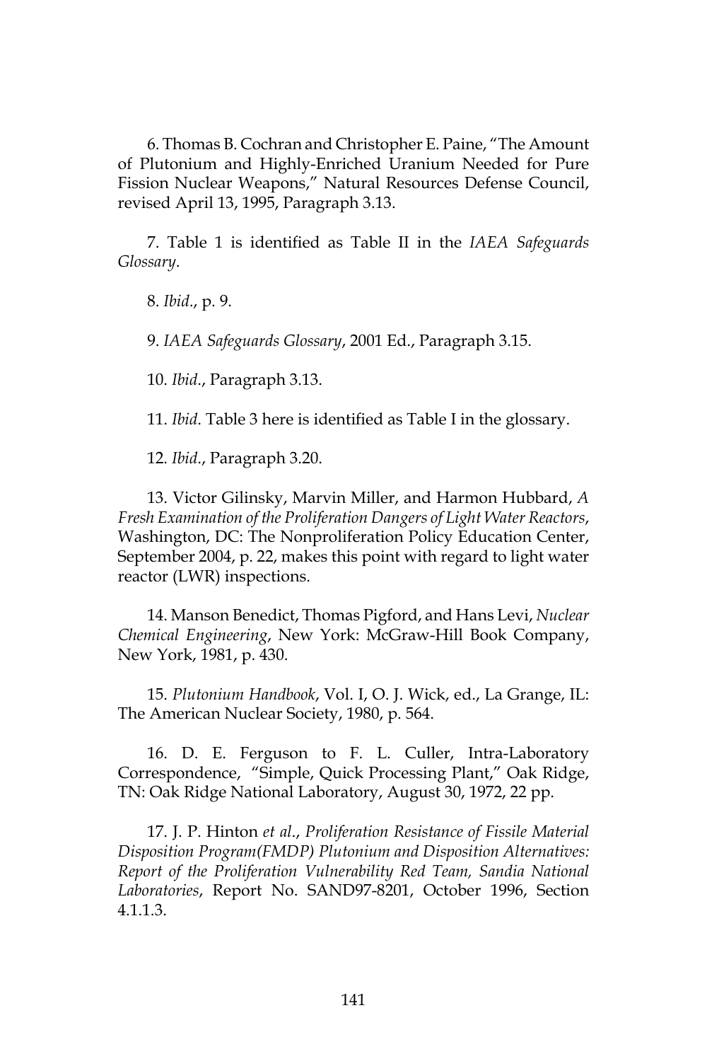6. Thomas B. Cochran and Christopher E. Paine, "The Amount of Plutonium and Highly-Enriched Uranium Needed for Pure Fission Nuclear Weapons," Natural Resources Defense Council, revised April 13, 1995, Paragraph 3.13.

7. Table 1 is identified as Table II in the *IAEA Safeguards Glossary*.

8. *Ibid*., p. 9.

9. *IAEA Safeguards Glossary*, 2001 Ed., Paragraph 3.15.

10. *Ibid*., Paragraph 3.13.

11. *Ibid*. Table 3 here is identified as Table I in the glossary.

12. *Ibid*., Paragraph 3.20.

13. Victor Gilinsky, Marvin Miller, and Harmon Hubbard, *A Fresh Examination of the Proliferation Dangers of Light Water Reactors*, Washington, DC: The Nonproliferation Policy Education Center, September 2004, p. 22, makes this point with regard to light water reactor (LWR) inspections.

14. Manson Benedict, Thomas Pigford, and Hans Levi, *Nuclear Chemical Engineering*, New York: McGraw-Hill Book Company, New York, 1981, p. 430.

15. *Plutonium Handbook*, Vol. I, O. J. Wick, ed., La Grange, IL: The American Nuclear Society, 1980, p. 564.

16. D. E. Ferguson to F. L. Culler, Intra-Laboratory Correspondence, "Simple, Quick Processing Plant," Oak Ridge, TN: Oak Ridge National Laboratory, August 30, 1972, 22 pp.

17. J. P. Hinton *et al*., *Proliferation Resistance of Fissile Material Disposition Program(FMDP) Plutonium and Disposition Alternatives: Report of the Proliferation Vulnerability Red Team, Sandia National Laboratories*, Report No. SAND97-8201, October 1996, Section 4.1.1.3.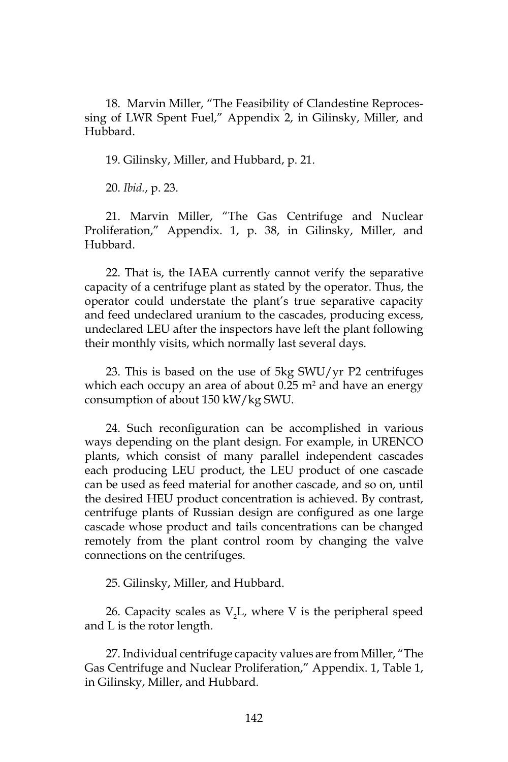18. Marvin Miller, "The Feasibility of Clandestine Reprocessing of LWR Spent Fuel," Appendix 2, in Gilinsky, Miller, and Hubbard.

19. Gilinsky, Miller, and Hubbard, p. 21.

20. *Ibid.*, p. 23.

21. Marvin Miller, "The Gas Centrifuge and Nuclear Proliferation," Appendix. 1, p. 38, in Gilinsky, Miller, and Hubbard.

22. That is, the IAEA currently cannot verify the separative capacity of a centrifuge plant as stated by the operator. Thus, the operator could understate the plant's true separative capacity and feed undeclared uranium to the cascades, producing excess, undeclared LEU after the inspectors have left the plant following their monthly visits, which normally last several days.

23. This is based on the use of 5kg SWU/yr P2 centrifuges which each occupy an area of about 0.25 $m^2$ and have an energy consumption of about 150 kW/kg SWU.

24. Such reconfiguration can be accomplished in various ways depending on the plant design. For example, in URENCO plants, which consist of many parallel independent cascades each producing LEU product, the LEU product of one cascade can be used as feed material for another cascade, and so on, until the desired HEU product concentration is achieved. By contrast, centrifuge plants of Russian design are configured as one large cascade whose product and tails concentrations can be changed remotely from the plant control room by changing the valve connections on the centrifuges.

25. Gilinsky, Miller, and Hubbard.

26. Capacity scales as $V_2L$, where V is the peripheral speed and L is the rotor length.

27. Individual centrifuge capacity values are from Miller, "The Gas Centrifuge and Nuclear Proliferation," Appendix. 1, Table 1, in Gilinsky, Miller, and Hubbard.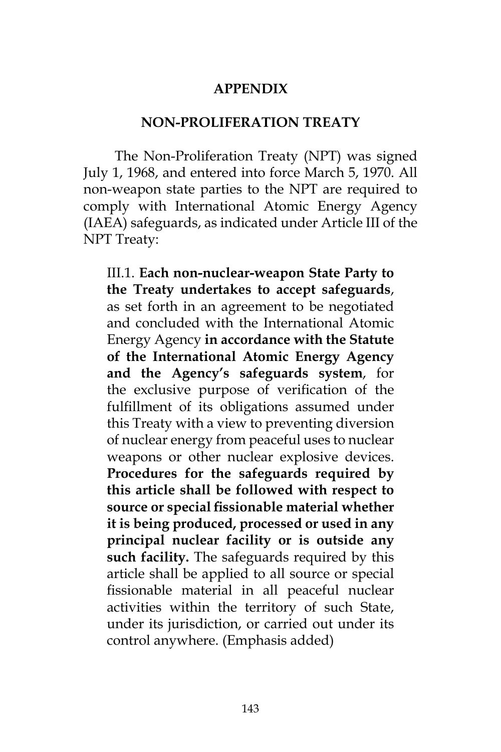# APPENDIX

## NON-PROLIFERATION TREATY

The Non-Proliferation Treaty (NPT) was signed July 1, 1968, and entered into force March 5, 1970. All non-weapon state parties to the NPT are required to comply with International Atomic Energy Agency (IAEA) safeguards, as indicated under Article III of the NPT Treaty:

> III.1. **Each non-nuclear-weapon State Party to the Treaty undertakes to accept safeguards**, as set forth in an agreement to be negotiated and concluded with the International Atomic Energy Agency **in accordance with the Statute of the International Atomic Energy Agency and the Agency's safeguards system**, for the exclusive purpose of verification of the fulfillment of its obligations assumed under this Treaty with a view to preventing diversion of nuclear energy from peaceful uses to nuclear weapons or other nuclear explosive devices. **Procedures for the safeguards required by this article shall be followed with respect to source or special fissionable material whether it is being produced, processed or used in any principal nuclear facility or is outside any such facility.** The safeguards required by this article shall be applied to all source or special fissionable material in all peaceful nuclear activities within the territory of such State, under its jurisdiction, or carried out under its control anywhere. (Emphasis added)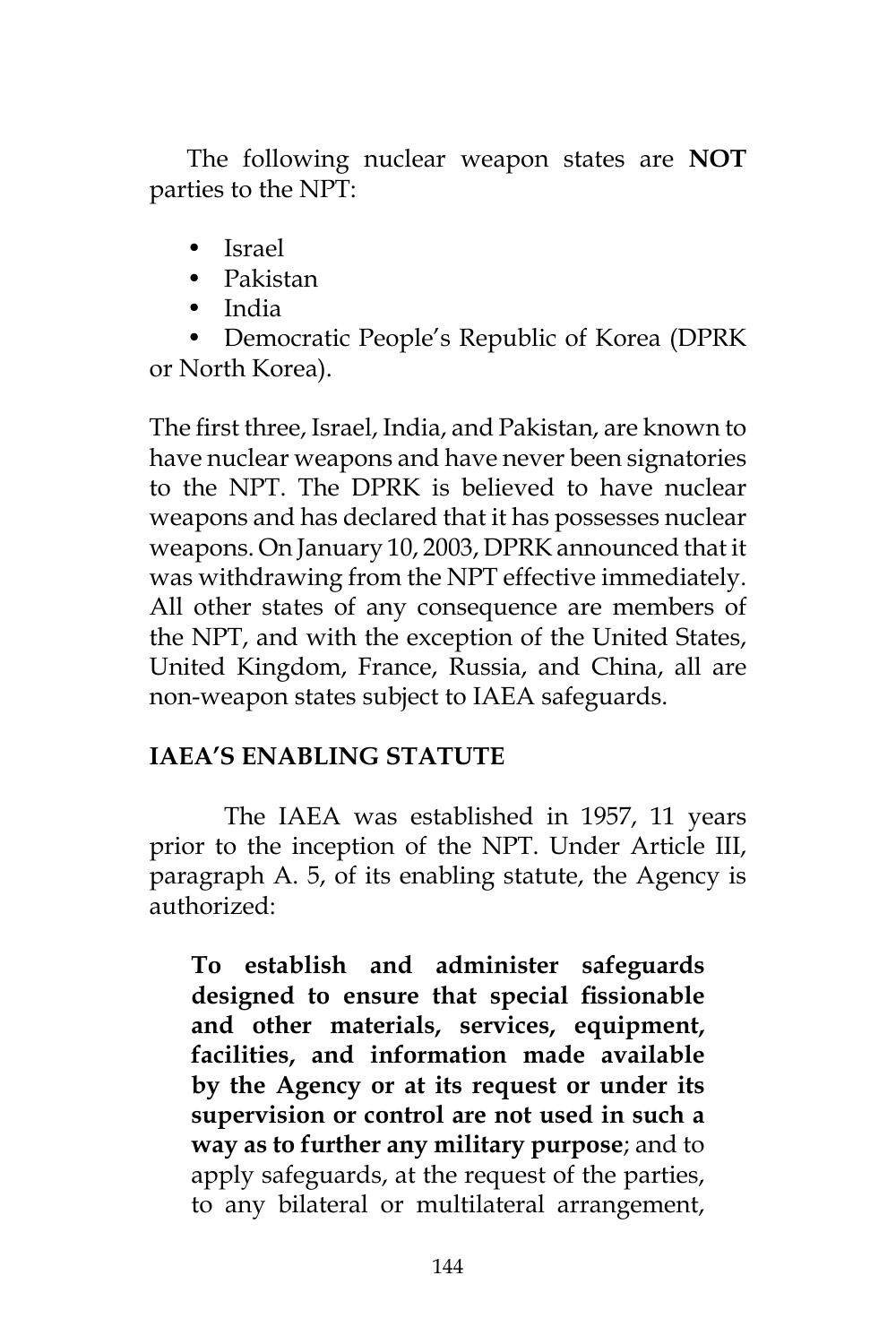The following nuclear weapon states are **NOT** parties to the NPT:

- Israel
- Pakistan
- India
- Democratic People's Republic of Korea (DPRK or North Korea).

The first three, Israel, India, and Pakistan, are known to have nuclear weapons and have never been signatories to the NPT. The DPRK is believed to have nuclear weapons and has declared that it has possesses nuclear weapons. On January 10, 2003, DPRK announced that it was withdrawing from the NPT effective immediately. All other states of any consequence are members of the NPT, and with the exception of the United States, United Kingdom, France, Russia, and China, all are non-weapon states subject to IAEA safeguards.

## IAEA'S ENABLING STATUTE

The IAEA was established in 1957, 11 years prior to the inception of the NPT. Under Article III, paragraph A. 5, of its enabling statute, the Agency is authorized:

> **To establish and administer safeguards designed to ensure that special fissionable and other materials, services, equipment, facilities, and information made available by the Agency or at its request or under its supervision or control are not used in such a way as to further any military purpose**; and to apply safeguards, at the request of the parties, to any bilateral or multilateral arrangement,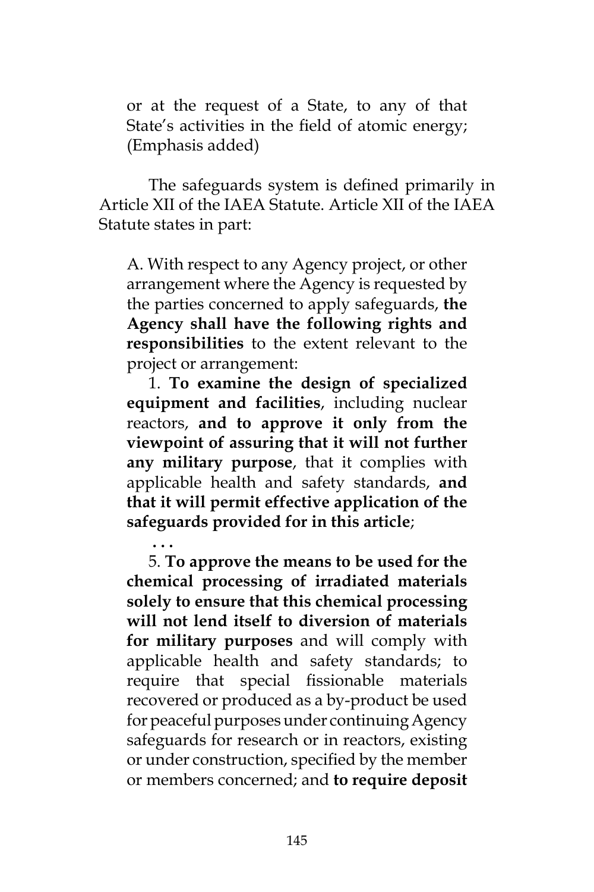> or at the request of a State, to any of that State's activities in the field of atomic energy; (Emphasis added)

The safeguards system is defined primarily in Article XII of the IAEA Statute. Article XII of the IAEA Statute states in part:

> A. With respect to any Agency project, or other arrangement where the Agency is requested by the parties concerned to apply safeguards, **the Agency shall have the following rights and responsibilities** to the extent relevant to the project or arrangement:
>
> 1. **To examine the design of specialized equipment and facilities**, including nuclear reactors, **and to approve it only from the viewpoint of assuring that it will not further any military purpose**, that it complies with applicable health and safety standards, **and that it will permit effective application of the safeguards provided for in this article**;
>
> **. . .**
>
> 5. **To approve the means to be used for the chemical processing of irradiated materials solely to ensure that this chemical processing will not lend itself to diversion of materials for military purposes** and will comply with applicable health and safety standards; to require that special fissionable materials recovered or produced as a by-product be used for peaceful purposes under continuing Agency safeguards for research or in reactors, existing or under construction, specified by the member or members concerned; and **to require deposit**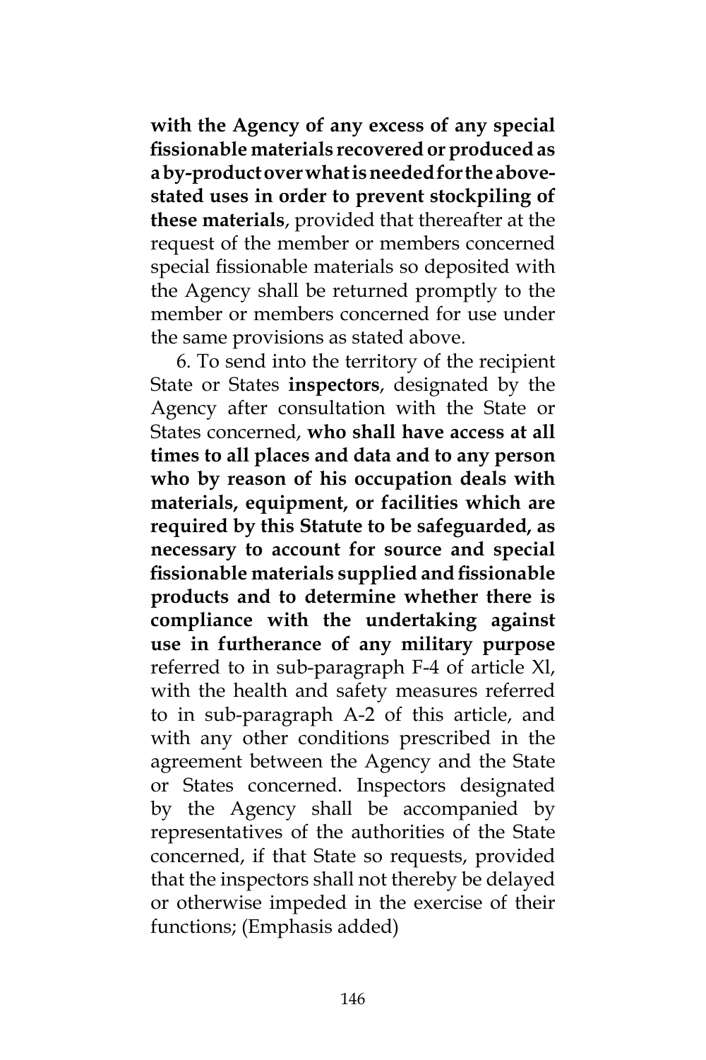**with the Agency of any excess of any special fissionable materials recovered or produced as a by-product over what is needed for the above-stated uses in order to prevent stockpiling of these materials**, provided that thereafter at the request of the member or members concerned special fissionable materials so deposited with the Agency shall be returned promptly to the member or members concerned for use under the same provisions as stated above.

6. To send into the territory of the recipient State or States **inspectors**, designated by the Agency after consultation with the State or States concerned, **who shall have access at all times to all places and data and to any person who by reason of his occupation deals with materials, equipment, or facilities which are required by this Statute to be safeguarded, as necessary to account for source and special fissionable materials supplied and fissionable products and to determine whether there is compliance with the undertaking against use in furtherance of any military purpose** referred to in sub-paragraph F-4 of article XI, with the health and safety measures referred to in sub-paragraph A-2 of this article, and with any other conditions prescribed in the agreement between the Agency and the State or States concerned. Inspectors designated by the Agency shall be accompanied by representatives of the authorities of the State concerned, if that State so requests, provided that the inspectors shall not thereby be delayed or otherwise impeded in the exercise of their functions; (Emphasis added)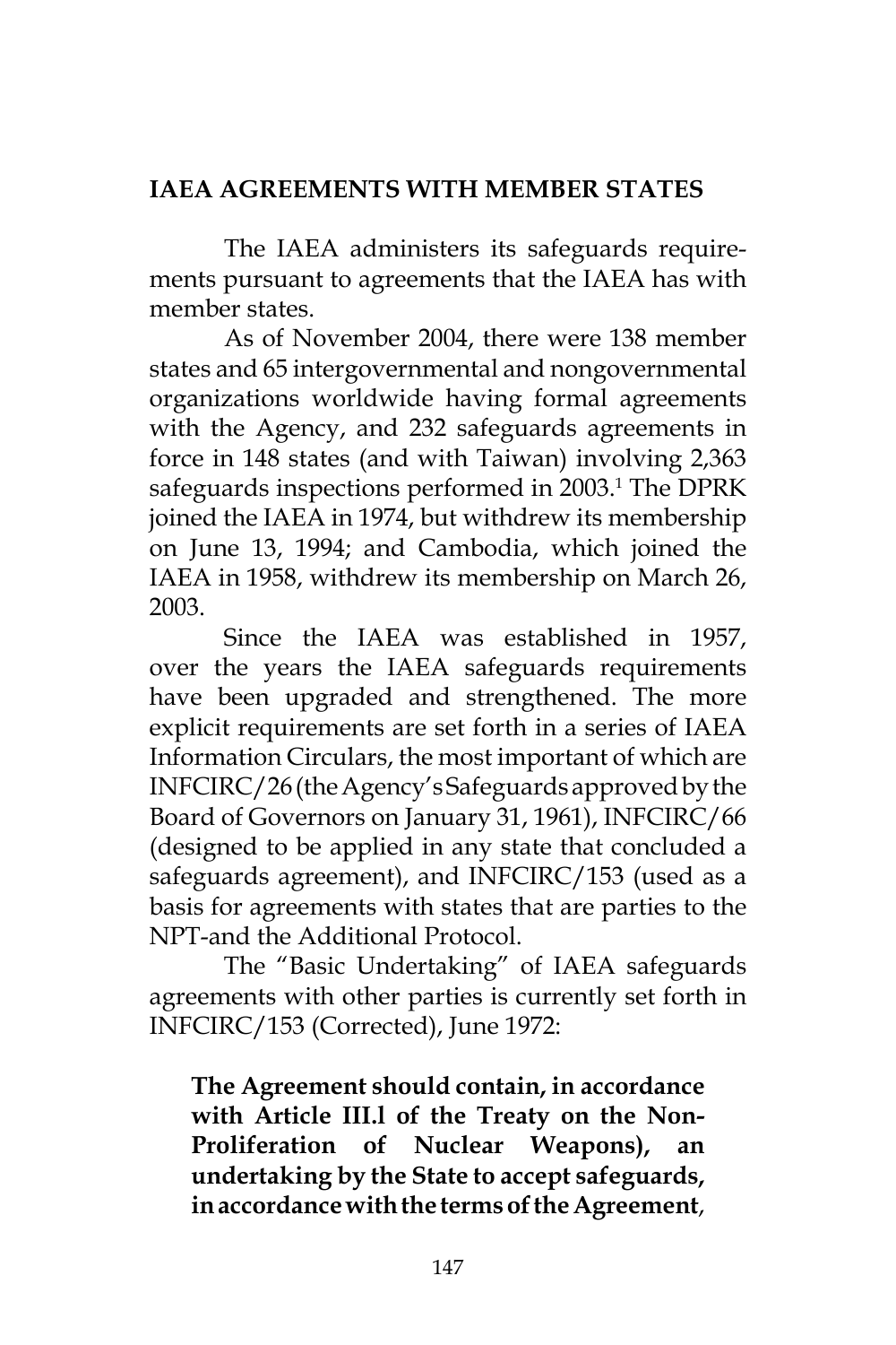## IAEA AGREEMENTS WITH MEMBER STATES

The IAEA administers its safeguards requirements pursuant to agreements that the IAEA has with member states.

As of November 2004, there were 138 member states and 65 intergovernmental and nongovernmental organizations worldwide having formal agreements with the Agency, and 232 safeguards agreements in force in 148 states (and with Taiwan) involving 2,363 safeguards inspections performed in 2003.[1] The DPRK joined the IAEA in 1974, but withdrew its membership on June 13, 1994; and Cambodia, which joined the IAEA in 1958, withdrew its membership on March 26, 2003.

Since the IAEA was established in 1957, over the years the IAEA safeguards requirements have been upgraded and strengthened. The more explicit requirements are set forth in a series of IAEA Information Circulars, the most important of which are INFCIRC/26 (the Agency's Safeguards approved by the Board of Governors on January 31, 1961), INFCIRC/66 (designed to be applied in any state that concluded a safeguards agreement), and INFCIRC/153 (used as a basis for agreements with states that are parties to the NPT-and the Additional Protocol.

The "Basic Undertaking" of IAEA safeguards agreements with other parties is currently set forth in INFCIRC/153 (Corrected), June 1972:

> **The Agreement should contain, in accordance with Article III.l of the Treaty on the Non-Proliferation of Nuclear Weapons), an undertaking by the State to accept safeguards, in accordance with the terms of the Agreement**,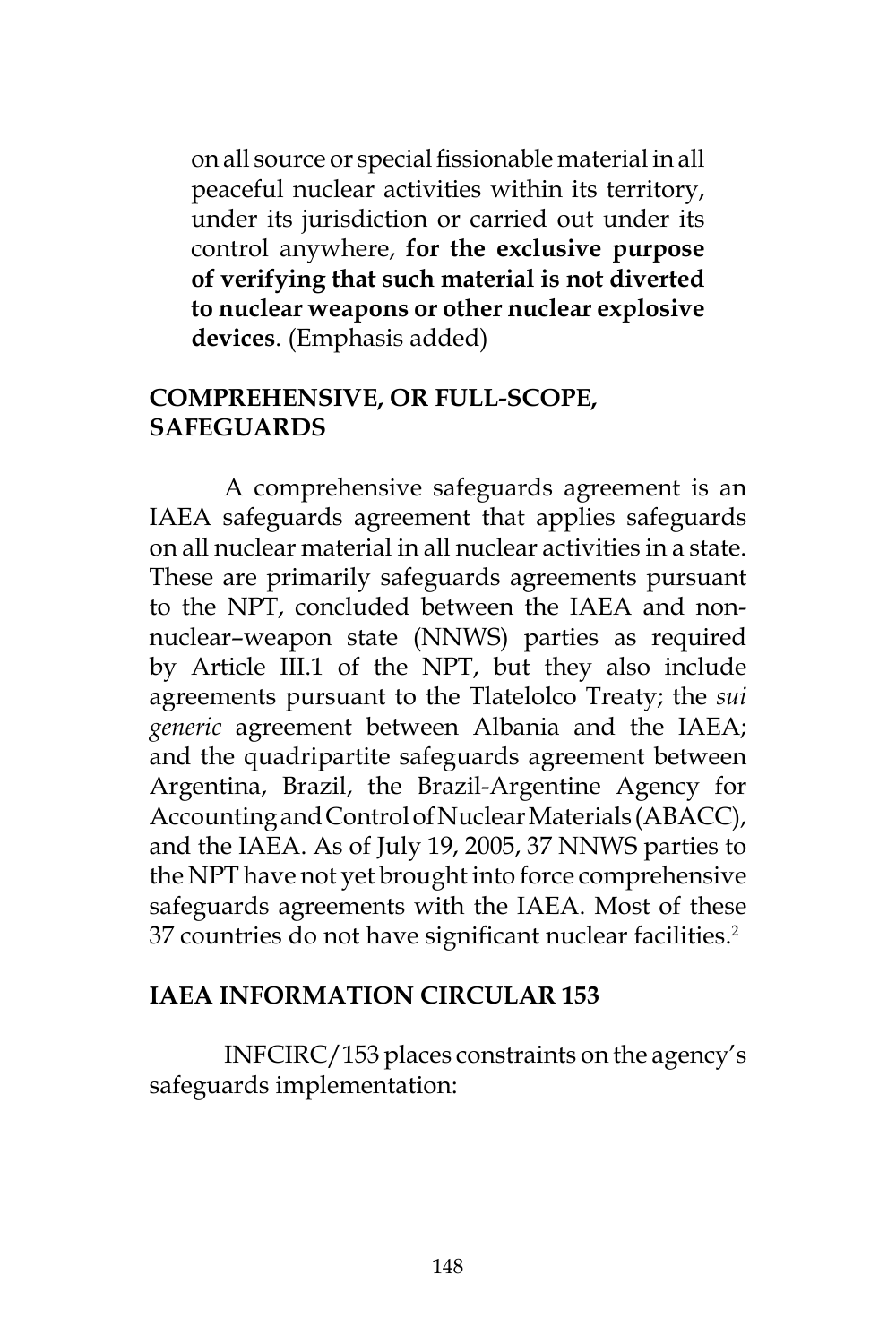on all source or special fissionable material in all peaceful nuclear activities within its territory, under its jurisdiction or carried out under its control anywhere, **for the exclusive purpose of verifying that such material is not diverted to nuclear weapons or other nuclear explosive devices**. (Emphasis added)

## COMPREHENSIVE, OR FULL-SCOPE, SAFEGUARDS

A comprehensive safeguards agreement is an IAEA safeguards agreement that applies safeguards on all nuclear material in all nuclear activities in a state. These are primarily safeguards agreements pursuant to the NPT, concluded between the IAEA and non-nuclear–weapon state (NNWS) parties as required by Article III.1 of the NPT, but they also include agreements pursuant to the Tlatelolco Treaty; the *sui generic* agreement between Albania and the IAEA; and the quadripartite safeguards agreement between Argentina, Brazil, the Brazil-Argentine Agency for Accounting and Control of Nuclear Materials (ABACC), and the IAEA. As of July 19, 2005, 37 NNWS parties to the NPT have not yet brought into force comprehensive safeguards agreements with the IAEA. Most of these 37 countries do not have significant nuclear facilities.[2]

## IAEA INFORMATION CIRCULAR 153

INFCIRC/153 places constraints on the agency's safeguards implementation: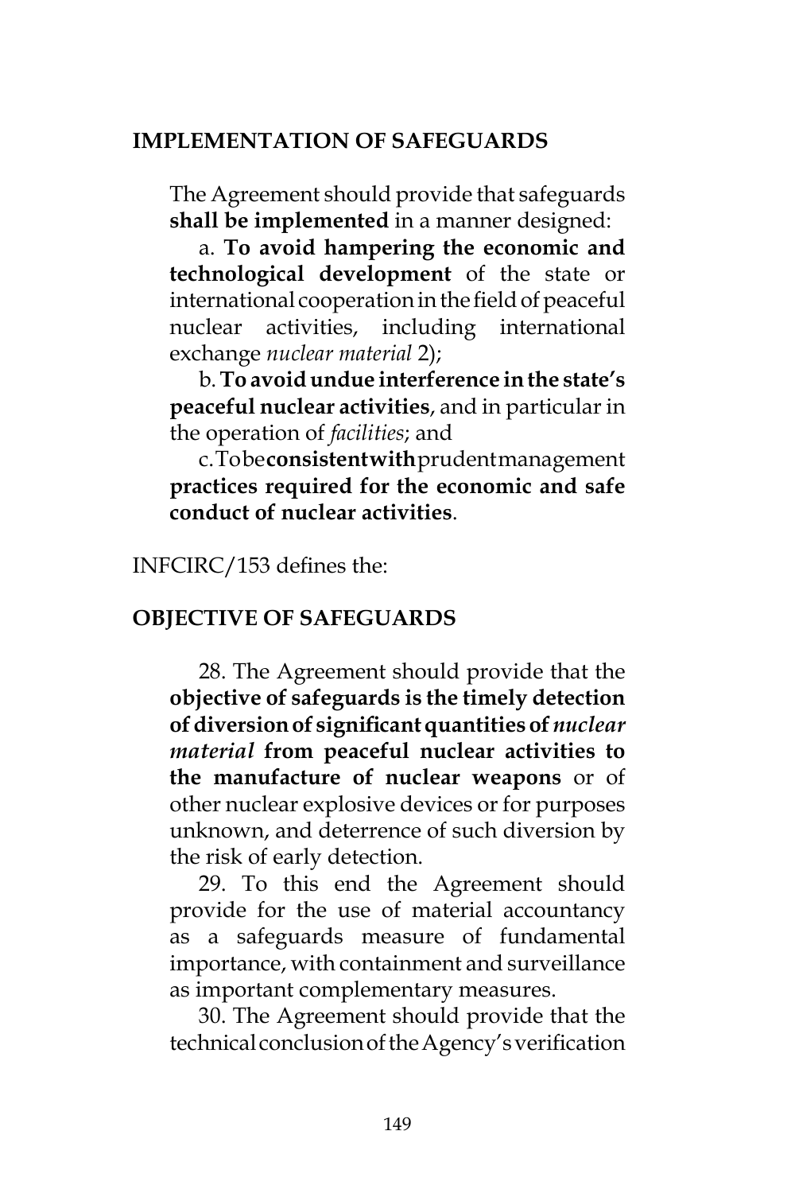**IMPLEMENTATION OF SAFEGUARDS**

The Agreement should provide that safeguards **shall be implemented** in a manner designed:

a. **To avoid hampering the economic and technological development** of the state or international cooperation in the field of peaceful nuclear activities, including international exchange *nuclear material* 2);

b. **To avoid undue interference in the state's peaceful nuclear activities**, and in particular in the operation of *facilities*; and

c. To be **consistent with** prudent management **practices required for the economic and safe conduct of nuclear activities**.

INFCIRC/153 defines the:

**OBJECTIVE OF SAFEGUARDS**

28. The Agreement should provide that the **objective of safeguards is the timely detection of diversion of significant quantities of *nuclear material* from peaceful nuclear activities to the manufacture of nuclear weapons** or of other nuclear explosive devices or for purposes unknown, and deterrence of such diversion by the risk of early detection.

29. To this end the Agreement should provide for the use of material accountancy as a safeguards measure of fundamental importance, with containment and surveillance as important complementary measures.

30. The Agreement should provide that the technical conclusion of the Agency's verification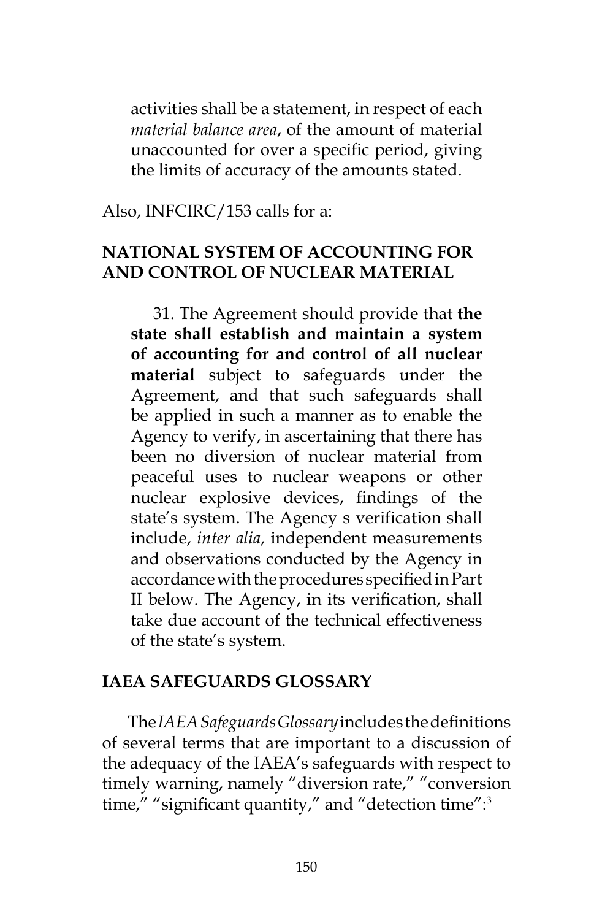activities shall be a statement, in respect of each *material balance area*, of the amount of material unaccounted for over a specific period, giving the limits of accuracy of the amounts stated.

Also, INFCIRC/153 calls for a:

**NATIONAL SYSTEM OF ACCOUNTING FOR AND CONTROL OF NUCLEAR MATERIAL**

> 31. The Agreement should provide that **the state shall establish and maintain a system of accounting for and control of all nuclear material** subject to safeguards under the Agreement, and that such safeguards shall be applied in such a manner as to enable the Agency to verify, in ascertaining that there has been no diversion of nuclear material from peaceful uses to nuclear weapons or other nuclear explosive devices, findings of the state's system. The Agency s verification shall include, *inter alia*, independent measurements and observations conducted by the Agency in accordance with the procedures specified in Part II below. The Agency, in its verification, shall take due account of the technical effectiveness of the state's system.

**IAEA SAFEGUARDS GLOSSARY**

The *IAEA Safeguards Glossary* includes the definitions of several terms that are important to a discussion of the adequacy of the IAEA's safeguards with respect to timely warning, namely "diversion rate," "conversion time," "significant quantity," and "detection time":[3]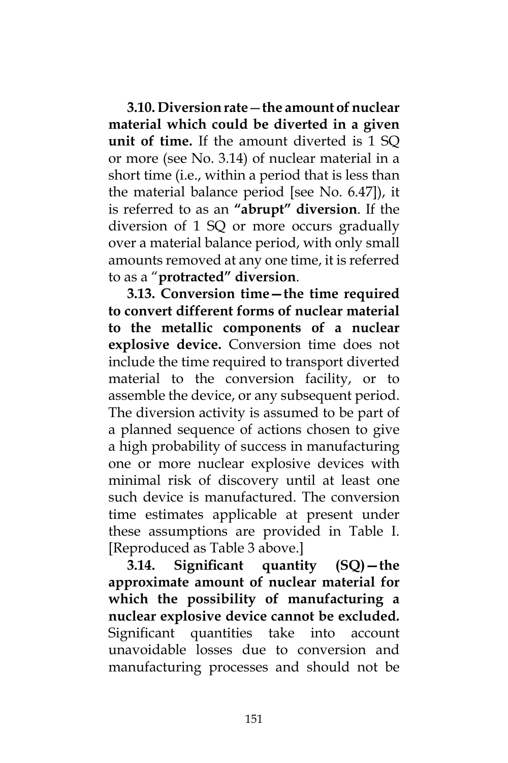**3.10. Diversion rate—the amount of nuclear material which could be diverted in a given unit of time.** If the amount diverted is 1 SQ or more (see No. 3.14) of nuclear material in a short time (i.e., within a period that is less than the material balance period [see No. 6.47]), it is referred to as an **"abrupt" diversion**. If the diversion of 1 SQ or more occurs gradually over a material balance period, with only small amounts removed at any one time, it is referred to as a "**protracted" diversion**.

**3.13. Conversion time—the time required to convert different forms of nuclear material to the metallic components of a nuclear explosive device.** Conversion time does not include the time required to transport diverted material to the conversion facility, or to assemble the device, or any subsequent period. The diversion activity is assumed to be part of a planned sequence of actions chosen to give a high probability of success in manufacturing one or more nuclear explosive devices with minimal risk of discovery until at least one such device is manufactured. The conversion time estimates applicable at present under these assumptions are provided in Table I. [Reproduced as Table 3 above.]

**3.14. Significant quantity (SQ)—the approximate amount of nuclear material for which the possibility of manufacturing a nuclear explosive device cannot be excluded.** Significant quantities take into account unavoidable losses due to conversion and manufacturing processes and should not be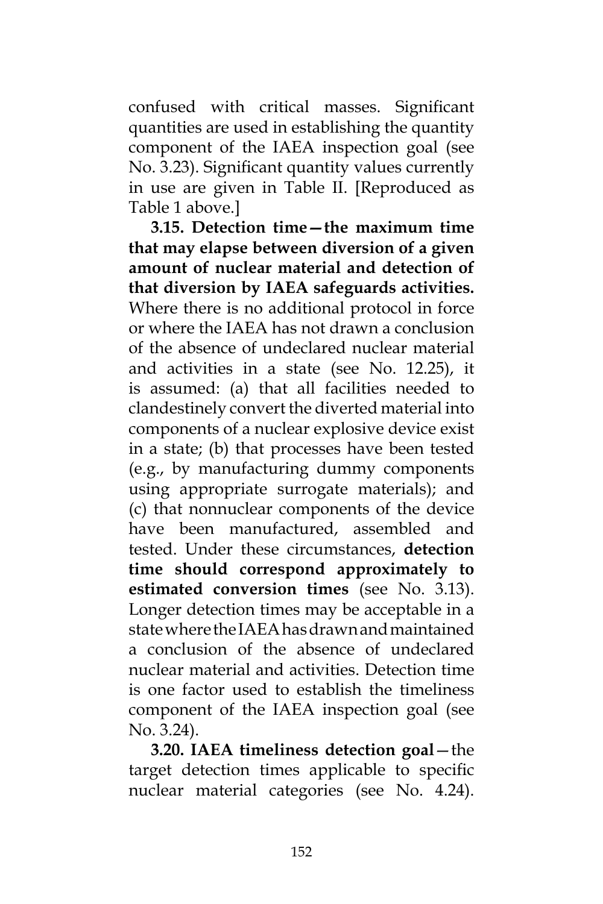confused with critical masses. Significant quantities are used in establishing the quantity component of the IAEA inspection goal (see No. 3.23). Significant quantity values currently in use are given in Table II. [Reproduced as Table 1 above.]

**3.15. Detection time—the maximum time that may elapse between diversion of a given amount of nuclear material and detection of that diversion by IAEA safeguards activities.** Where there is no additional protocol in force or where the IAEA has not drawn a conclusion of the absence of undeclared nuclear material and activities in a state (see No. 12.25), it is assumed: (a) that all facilities needed to clandestinely convert the diverted material into components of a nuclear explosive device exist in a state; (b) that processes have been tested (e.g., by manufacturing dummy components using appropriate surrogate materials); and (c) that nonnuclear components of the device have been manufactured, assembled and tested. Under these circumstances, **detection time should correspond approximately to estimated conversion times** (see No. 3.13). Longer detection times may be acceptable in a state where the IAEA has drawn and maintained a conclusion of the absence of undeclared nuclear material and activities. Detection time is one factor used to establish the timeliness component of the IAEA inspection goal (see No. 3.24).

**3.20. IAEA timeliness detection goal**—the target detection times applicable to specific nuclear material categories (see No. 4.24).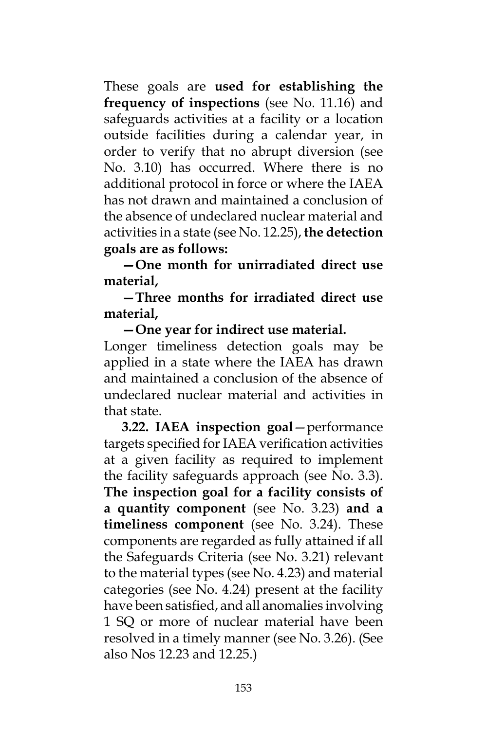These goals are **used for establishing the frequency of inspections** (see No. 11.16) and safeguards activities at a facility or a location outside facilities during a calendar year, in order to verify that no abrupt diversion (see No. 3.10) has occurred. Where there is no additional protocol in force or where the IAEA has not drawn and maintained a conclusion of the absence of undeclared nuclear material and activities in a state (see No. 12.25), **the detection goals are as follows:**

**—One month for unirradiated direct use material,**

**—Three months for irradiated direct use material,**

**—One year for indirect use material.**

Longer timeliness detection goals may be applied in a state where the IAEA has drawn and maintained a conclusion of the absence of undeclared nuclear material and activities in that state.

**3.22. IAEA inspection goal**—performance targets specified for IAEA verification activities at a given facility as required to implement the facility safeguards approach (see No. 3.3). **The inspection goal for a facility consists of a quantity component** (see No. 3.23) **and a timeliness component** (see No. 3.24). These components are regarded as fully attained if all the Safeguards Criteria (see No. 3.21) relevant to the material types (see No. 4.23) and material categories (see No. 4.24) present at the facility have been satisfied, and all anomalies involving 1 SQ or more of nuclear material have been resolved in a timely manner (see No. 3.26). (See also Nos 12.23 and 12.25.)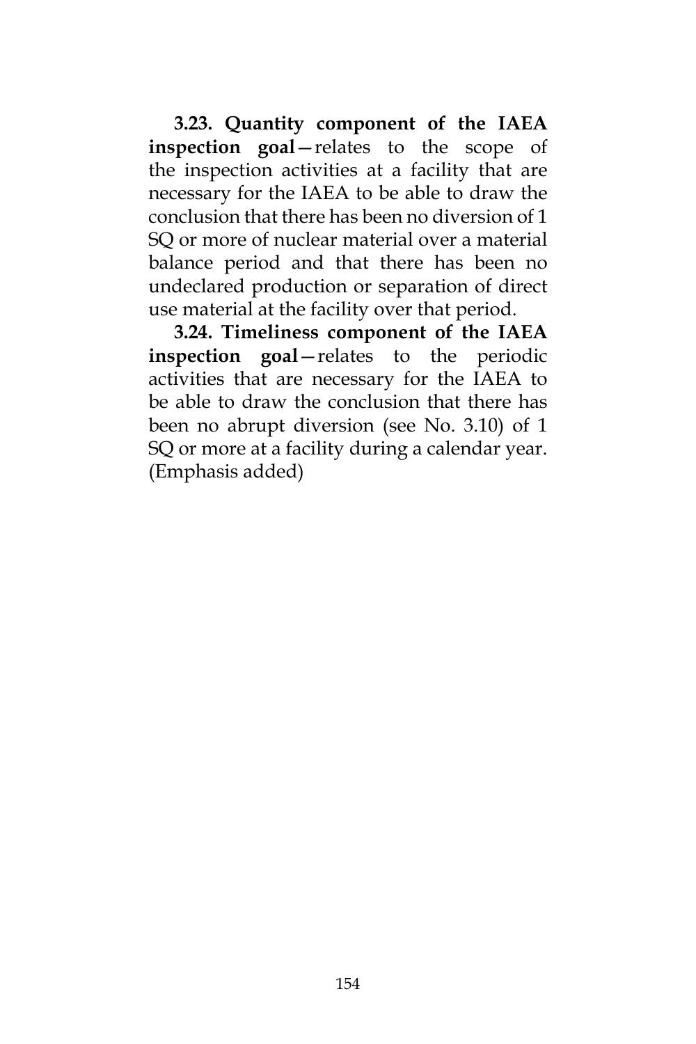**3.23. Quantity component of the IAEA inspection goal**—relates to the scope of the inspection activities at a facility that are necessary for the IAEA to be able to draw the conclusion that there has been no diversion of 1 SQ or more of nuclear material over a material balance period and that there has been no undeclared production or separation of direct use material at the facility over that period.

**3.24. Timeliness component of the IAEA inspection goal**—relates to the periodic activities that are necessary for the IAEA to be able to draw the conclusion that there has been no abrupt diversion (see No. 3.10) of 1 SQ or more at a facility during a calendar year. (Emphasis added)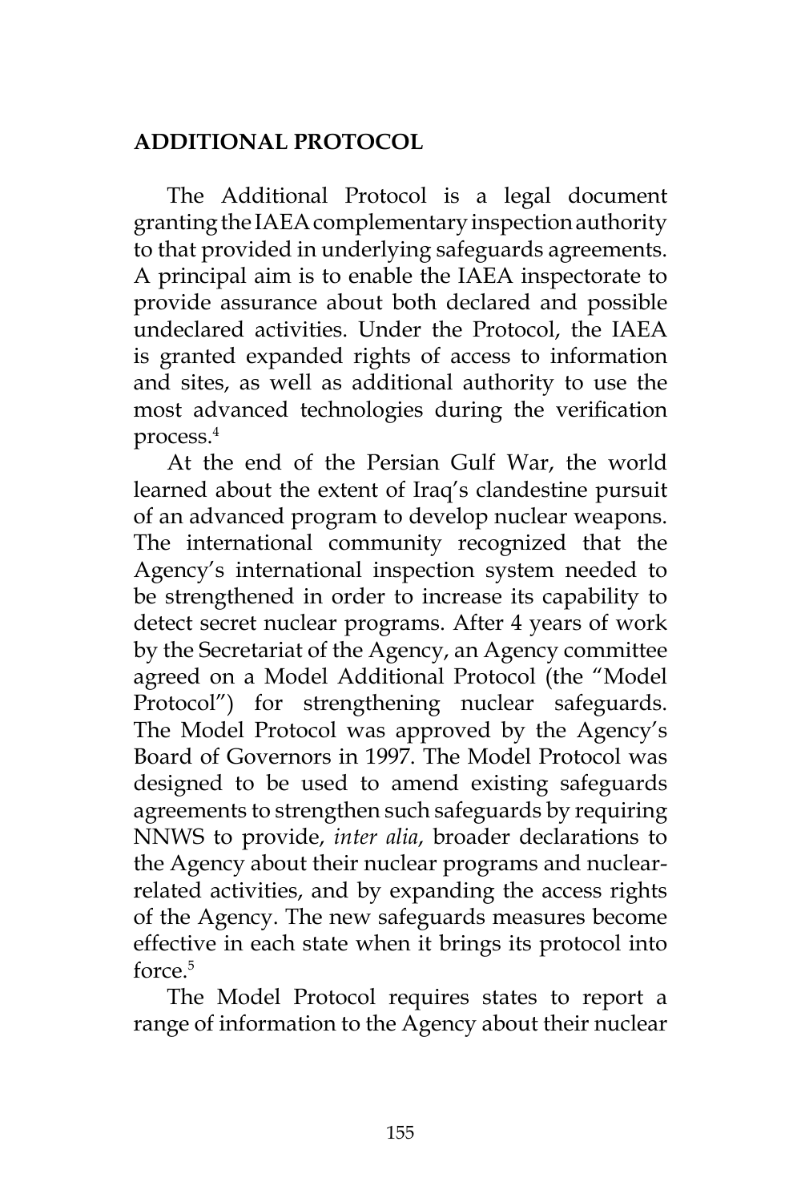## ADDITIONAL PROTOCOL

The Additional Protocol is a legal document granting the IAEA complementary inspection authority to that provided in underlying safeguards agreements. A principal aim is to enable the IAEA inspectorate to provide assurance about both declared and possible undeclared activities. Under the Protocol, the IAEA is granted expanded rights of access to information and sites, as well as additional authority to use the most advanced technologies during the verification process.[4]

At the end of the Persian Gulf War, the world learned about the extent of Iraq's clandestine pursuit of an advanced program to develop nuclear weapons. The international community recognized that the Agency's international inspection system needed to be strengthened in order to increase its capability to detect secret nuclear programs. After 4 years of work by the Secretariat of the Agency, an Agency committee agreed on a Model Additional Protocol (the "Model Protocol") for strengthening nuclear safeguards. The Model Protocol was approved by the Agency's Board of Governors in 1997. The Model Protocol was designed to be used to amend existing safeguards agreements to strengthen such safeguards by requiring NNWS to provide, *inter alia*, broader declarations to the Agency about their nuclear programs and nuclear-related activities, and by expanding the access rights of the Agency. The new safeguards measures become effective in each state when it brings its protocol into force.[5]

The Model Protocol requires states to report a range of information to the Agency about their nuclear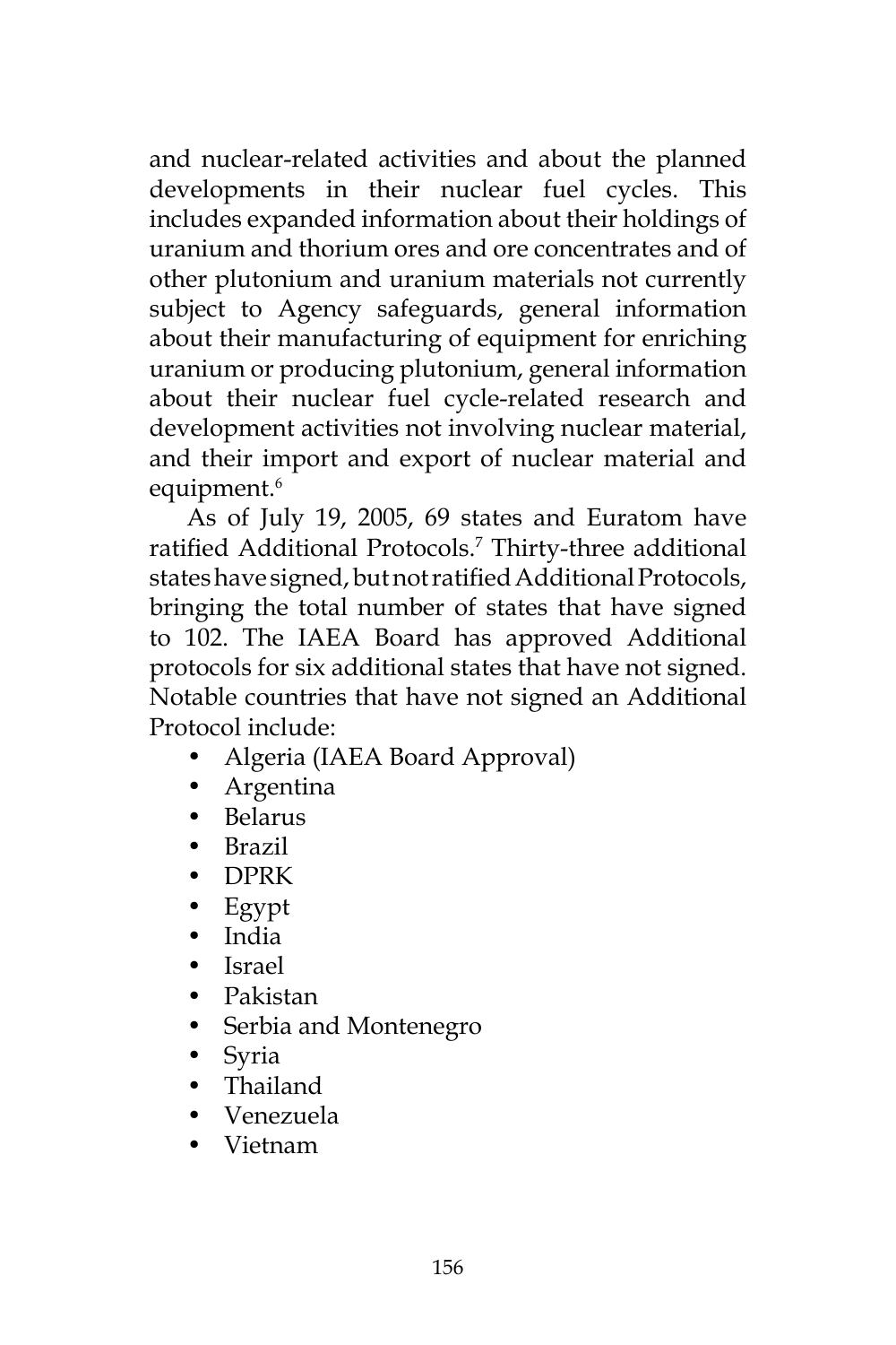and nuclear-related activities and about the planned developments in their nuclear fuel cycles. This includes expanded information about their holdings of uranium and thorium ores and ore concentrates and of other plutonium and uranium materials not currently subject to Agency safeguards, general information about their manufacturing of equipment for enriching uranium or producing plutonium, general information about their nuclear fuel cycle-related research and development activities not involving nuclear material, and their import and export of nuclear material and equipment.[6]

As of July 19, 2005, 69 states and Euratom have ratified Additional Protocols.[7] Thirty-three additional states have signed, but not ratified Additional Protocols, bringing the total number of states that have signed to 102. The IAEA Board has approved Additional protocols for six additional states that have not signed. Notable countries that have not signed an Additional Protocol include:

- Algeria (IAEA Board Approval)
- Argentina
- Belarus
- Brazil
- DPRK
- Egypt
- India
- Israel
- Pakistan
- Serbia and Montenegro
- Syria
- Thailand
- Venezuela
- Vietnam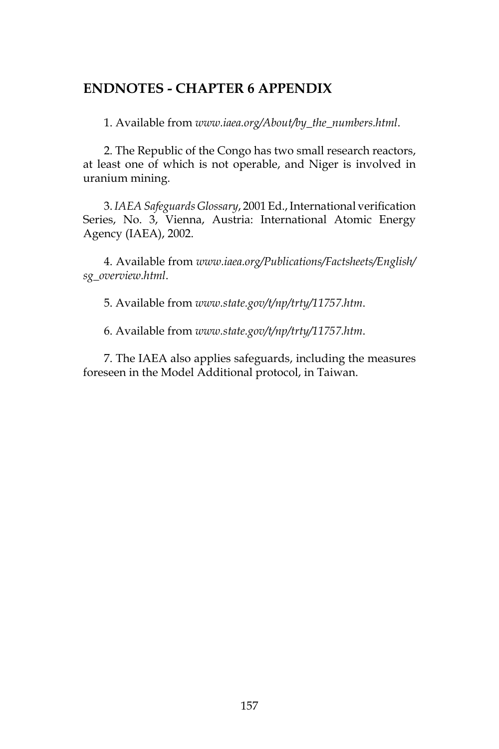## ENDNOTES - CHAPTER 6 APPENDIX

1. Available from *www.iaea.org/About/by_the_numbers.html*.

2. The Republic of the Congo has two small research reactors, at least one of which is not operable, and Niger is involved in uranium mining.

3. *IAEA Safeguards Glossary*, 2001 Ed., International verification Series, No. 3, Vienna, Austria: International Atomic Energy Agency (IAEA), 2002.

4. Available from *www.iaea.org/Publications/Factsheets/English/sg_overview.html*.

5. Available from *www.state.gov/t/np/trty/11757.htm*.

6. Available from *www.state.gov/t/np/trty/11757.htm*.

7. The IAEA also applies safeguards, including the measures foreseen in the Model Additional protocol, in Taiwan.